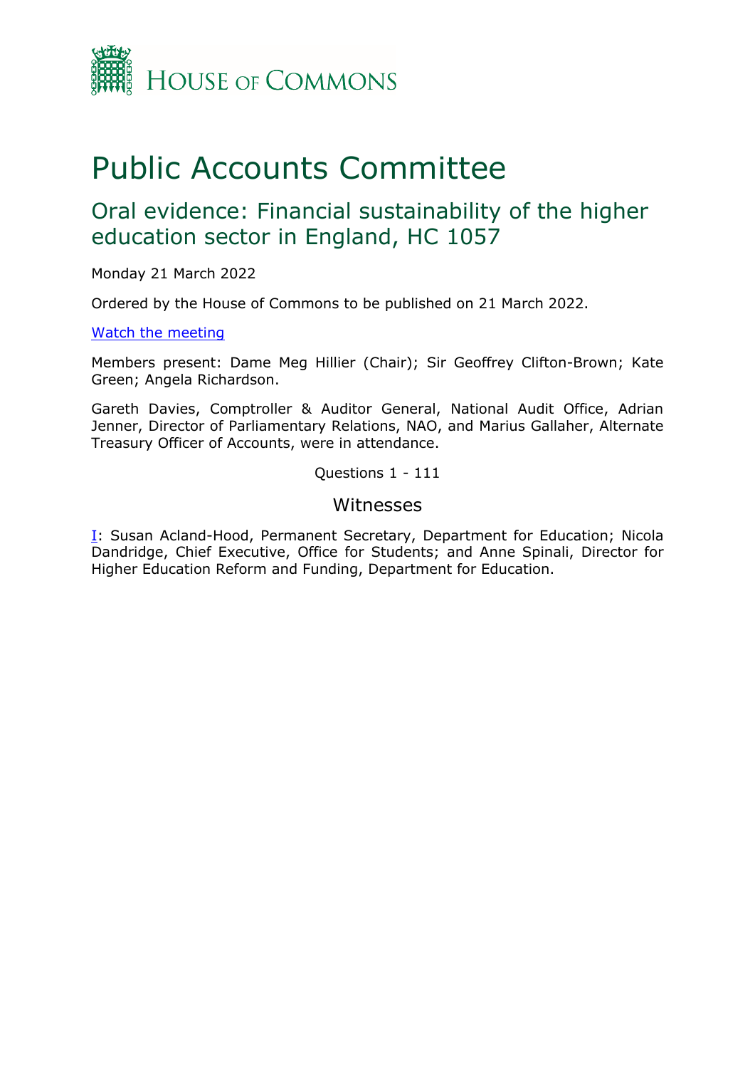# House of Commons

# Public Accounts Committee

## Oral evidence: Financial sustainability of the higher education sector in England, HC 1057

Monday 21 March 2022

Ordered by the House of Commons to be published on 21 March 2022.

[Watch the meeting](#)

Members present: Dame Meg Hillier (Chair); Sir Geoffrey Clifton-Brown; Kate Green; Angela Richardson.

Gareth Davies, Comptroller & Auditor General, National Audit Office, Adrian Jenner, Director of Parliamentary Relations, NAO, and Marius Gallaher, Alternate Treasury Officer of Accounts, were in attendance.

Questions 1 - 111

### Witnesses

[I](#): Susan Acland-Hood, Permanent Secretary, Department for Education; Nicola Dandridge, Chief Executive, Office for Students; and Anne Spinali, Director for Higher Education Reform and Funding, Department for Education.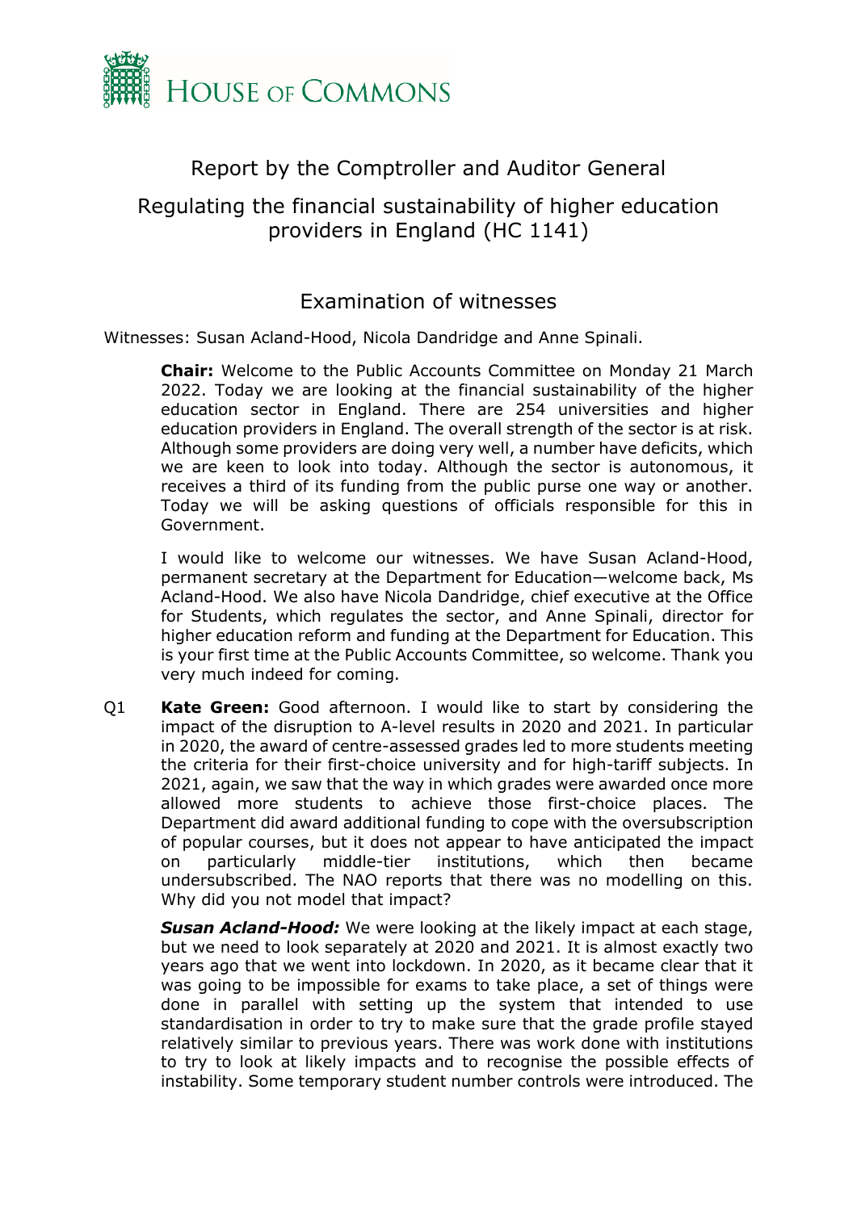# HOUSE OF COMMONS

## Report by the Comptroller and Auditor General

## Regulating the financial sustainability of higher education providers in England (HC 1141)

### Examination of witnesses

Witnesses: Susan Acland-Hood, Nicola Dandridge and Anne Spinali.

**Chair:** Welcome to the Public Accounts Committee on Monday 21 March 2022. Today we are looking at the financial sustainability of the higher education sector in England. There are 254 universities and higher education providers in England. The overall strength of the sector is at risk. Although some providers are doing very well, a number have deficits, which we are keen to look into today. Although the sector is autonomous, it receives a third of its funding from the public purse one way or another. Today we will be asking questions of officials responsible for this in Government.

I would like to welcome our witnesses. We have Susan Acland-Hood, permanent secretary at the Department for Education—welcome back, Ms Acland-Hood. We also have Nicola Dandridge, chief executive at the Office for Students, which regulates the sector, and Anne Spinali, director for higher education reform and funding at the Department for Education. This is your first time at the Public Accounts Committee, so welcome. Thank you very much indeed for coming.

Q1 **Kate Green:** Good afternoon. I would like to start by considering the impact of the disruption to A-level results in 2020 and 2021. In particular in 2020, the award of centre-assessed grades led to more students meeting the criteria for their first-choice university and for high-tariff subjects. In 2021, again, we saw that the way in which grades were awarded once more allowed more students to achieve those first-choice places. The Department did award additional funding to cope with the oversubscription of popular courses, but it does not appear to have anticipated the impact on particularly middle-tier institutions, which then became undersubscribed. The NAO reports that there was no modelling on this. Why did you not model that impact?

***Susan Acland-Hood:*** We were looking at the likely impact at each stage, but we need to look separately at 2020 and 2021. It is almost exactly two years ago that we went into lockdown. In 2020, as it became clear that it was going to be impossible for exams to take place, a set of things were done in parallel with setting up the system that intended to use standardisation in order to try to make sure that the grade profile stayed relatively similar to previous years. There was work done with institutions to try to look at likely impacts and to recognise the possible effects of instability. Some temporary student number controls were introduced. The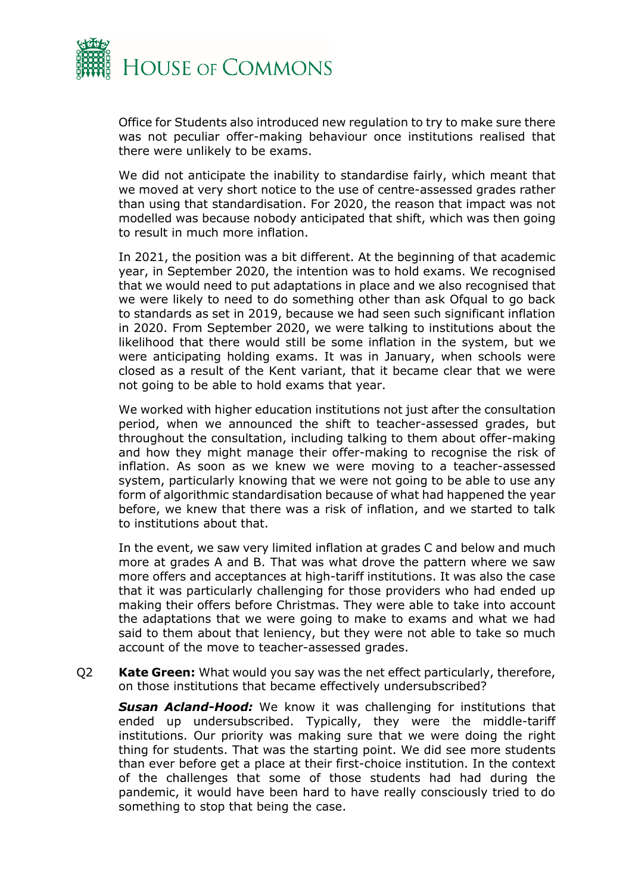Office for Students also introduced new regulation to try to make sure there was not peculiar offer-making behaviour once institutions realised that there were unlikely to be exams.

We did not anticipate the inability to standardise fairly, which meant that we moved at very short notice to the use of centre-assessed grades rather than using that standardisation. For 2020, the reason that impact was not modelled was because nobody anticipated that shift, which was then going to result in much more inflation.

In 2021, the position was a bit different. At the beginning of that academic year, in September 2020, the intention was to hold exams. We recognised that we would need to put adaptations in place and we also recognised that we were likely to need to do something other than ask Ofqual to go back to standards as set in 2019, because we had seen such significant inflation in 2020. From September 2020, we were talking to institutions about the likelihood that there would still be some inflation in the system, but we were anticipating holding exams. It was in January, when schools were closed as a result of the Kent variant, that it became clear that we were not going to be able to hold exams that year.

We worked with higher education institutions not just after the consultation period, when we announced the shift to teacher-assessed grades, but throughout the consultation, including talking to them about offer-making and how they might manage their offer-making to recognise the risk of inflation. As soon as we knew we were moving to a teacher-assessed system, particularly knowing that we were not going to be able to use any form of algorithmic standardisation because of what had happened the year before, we knew that there was a risk of inflation, and we started to talk to institutions about that.

In the event, we saw very limited inflation at grades C and below and much more at grades A and B. That was what drove the pattern where we saw more offers and acceptances at high-tariff institutions. It was also the case that it was particularly challenging for those providers who had ended up making their offers before Christmas. They were able to take into account the adaptations that we were going to make to exams and what we had said to them about that leniency, but they were not able to take so much account of the move to teacher-assessed grades.

Q2 **Kate Green:** What would you say was the net effect particularly, therefore, on those institutions that became effectively undersubscribed?

***Susan Acland-Hood:*** We know it was challenging for institutions that ended up undersubscribed. Typically, they were the middle-tariff institutions. Our priority was making sure that we were doing the right thing for students. That was the starting point. We did see more students than ever before get a place at their first-choice institution. In the context of the challenges that some of those students had had during the pandemic, it would have been hard to have really consciously tried to do something to stop that being the case.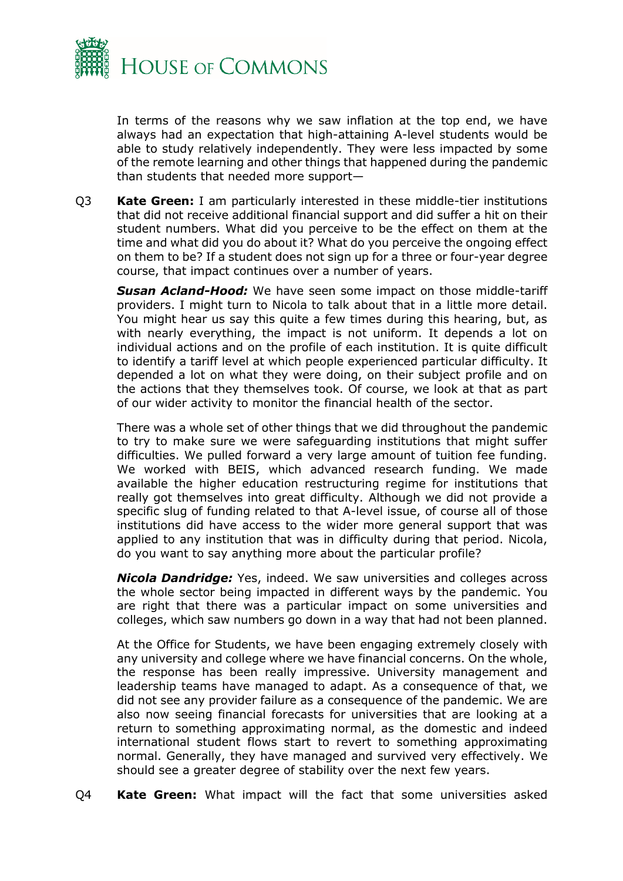In terms of the reasons why we saw inflation at the top end, we have always had an expectation that high-attaining A-level students would be able to study relatively independently. They were less impacted by some of the remote learning and other things that happened during the pandemic than students that needed more support—

Q3 **Kate Green:** I am particularly interested in these middle-tier institutions that did not receive additional financial support and did suffer a hit on their student numbers. What did you perceive to be the effect on them at the time and what did you do about it? What do you perceive the ongoing effect on them to be? If a student does not sign up for a three or four-year degree course, that impact continues over a number of years.

***Susan Acland-Hood:*** We have seen some impact on those middle-tariff providers. I might turn to Nicola to talk about that in a little more detail. You might hear us say this quite a few times during this hearing, but, as with nearly everything, the impact is not uniform. It depends a lot on individual actions and on the profile of each institution. It is quite difficult to identify a tariff level at which people experienced particular difficulty. It depended a lot on what they were doing, on their subject profile and on the actions that they themselves took. Of course, we look at that as part of our wider activity to monitor the financial health of the sector.

There was a whole set of other things that we did throughout the pandemic to try to make sure we were safeguarding institutions that might suffer difficulties. We pulled forward a very large amount of tuition fee funding. We worked with BEIS, which advanced research funding. We made available the higher education restructuring regime for institutions that really got themselves into great difficulty. Although we did not provide a specific slug of funding related to that A-level issue, of course all of those institutions did have access to the wider more general support that was applied to any institution that was in difficulty during that period. Nicola, do you want to say anything more about the particular profile?

***Nicola Dandridge:*** Yes, indeed. We saw universities and colleges across the whole sector being impacted in different ways by the pandemic. You are right that there was a particular impact on some universities and colleges, which saw numbers go down in a way that had not been planned.

At the Office for Students, we have been engaging extremely closely with any university and college where we have financial concerns. On the whole, the response has been really impressive. University management and leadership teams have managed to adapt. As a consequence of that, we did not see any provider failure as a consequence of the pandemic. We are also now seeing financial forecasts for universities that are looking at a return to something approximating normal, as the domestic and indeed international student flows start to revert to something approximating normal. Generally, they have managed and survived very effectively. We should see a greater degree of stability over the next few years.

Q4 **Kate Green:** What impact will the fact that some universities asked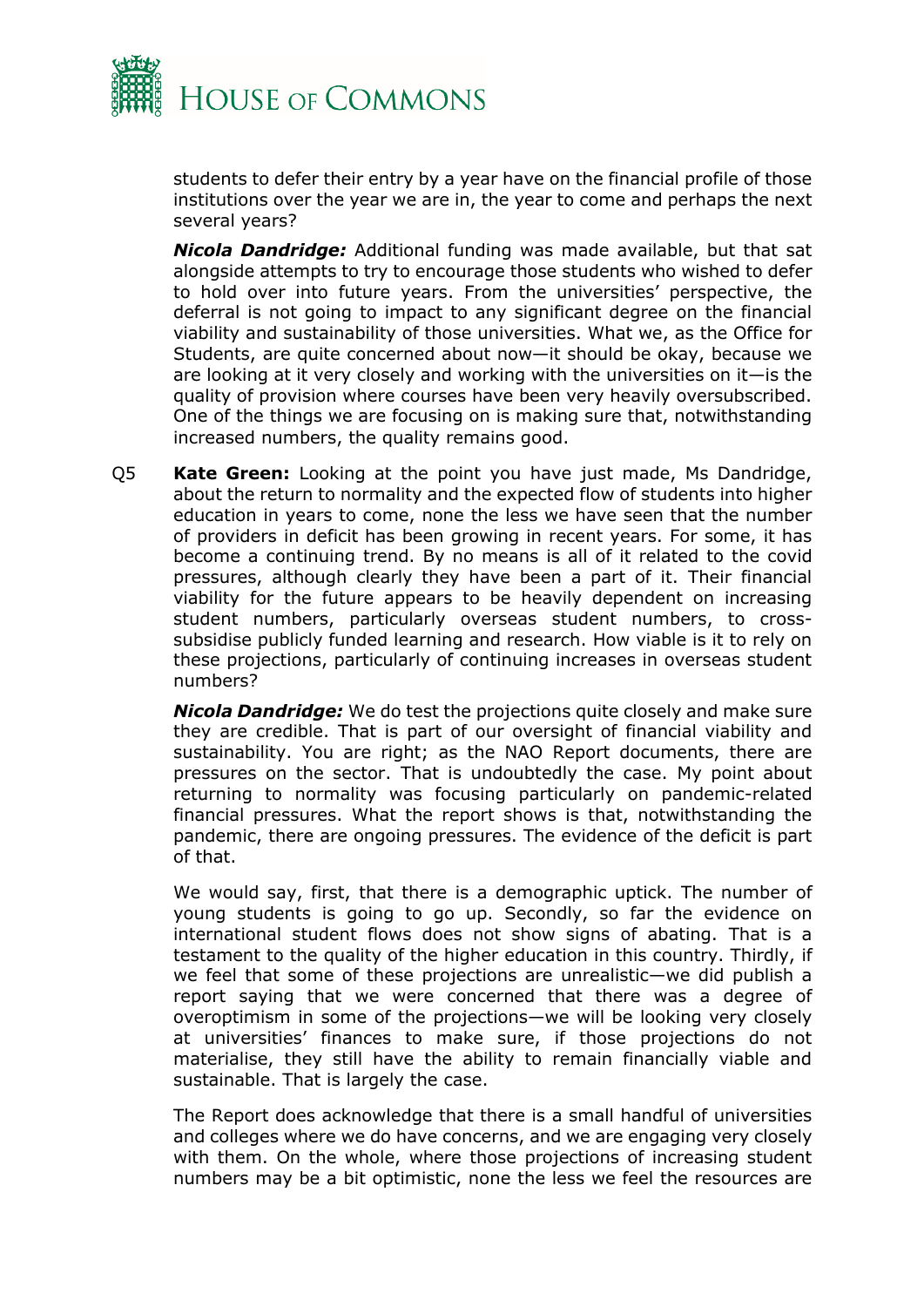students to defer their entry by a year have on the financial profile of those institutions over the year we are in, the year to come and perhaps the next several years?

***Nicola Dandridge:*** Additional funding was made available, but that sat alongside attempts to try to encourage those students who wished to defer to hold over into future years. From the universities' perspective, the deferral is not going to impact to any significant degree on the financial viability and sustainability of those universities. What we, as the Office for Students, are quite concerned about now—it should be okay, because we are looking at it very closely and working with the universities on it—is the quality of provision where courses have been very heavily oversubscribed. One of the things we are focusing on is making sure that, notwithstanding increased numbers, the quality remains good.

Q5 **Kate Green:** Looking at the point you have just made, Ms Dandridge, about the return to normality and the expected flow of students into higher education in years to come, none the less we have seen that the number of providers in deficit has been growing in recent years. For some, it has become a continuing trend. By no means is all of it related to the covid pressures, although clearly they have been a part of it. Their financial viability for the future appears to be heavily dependent on increasing student numbers, particularly overseas student numbers, to cross-subsidise publicly funded learning and research. How viable is it to rely on these projections, particularly of continuing increases in overseas student numbers?

***Nicola Dandridge:*** We do test the projections quite closely and make sure they are credible. That is part of our oversight of financial viability and sustainability. You are right; as the NAO Report documents, there are pressures on the sector. That is undoubtedly the case. My point about returning to normality was focusing particularly on pandemic-related financial pressures. What the report shows is that, notwithstanding the pandemic, there are ongoing pressures. The evidence of the deficit is part of that.

We would say, first, that there is a demographic uptick. The number of young students is going to go up. Secondly, so far the evidence on international student flows does not show signs of abating. That is a testament to the quality of the higher education in this country. Thirdly, if we feel that some of these projections are unrealistic—we did publish a report saying that we were concerned that there was a degree of overoptimism in some of the projections—we will be looking very closely at universities' finances to make sure, if those projections do not materialise, they still have the ability to remain financially viable and sustainable. That is largely the case.

The Report does acknowledge that there is a small handful of universities and colleges where we do have concerns, and we are engaging very closely with them. On the whole, where those projections of increasing student numbers may be a bit optimistic, none the less we feel the resources are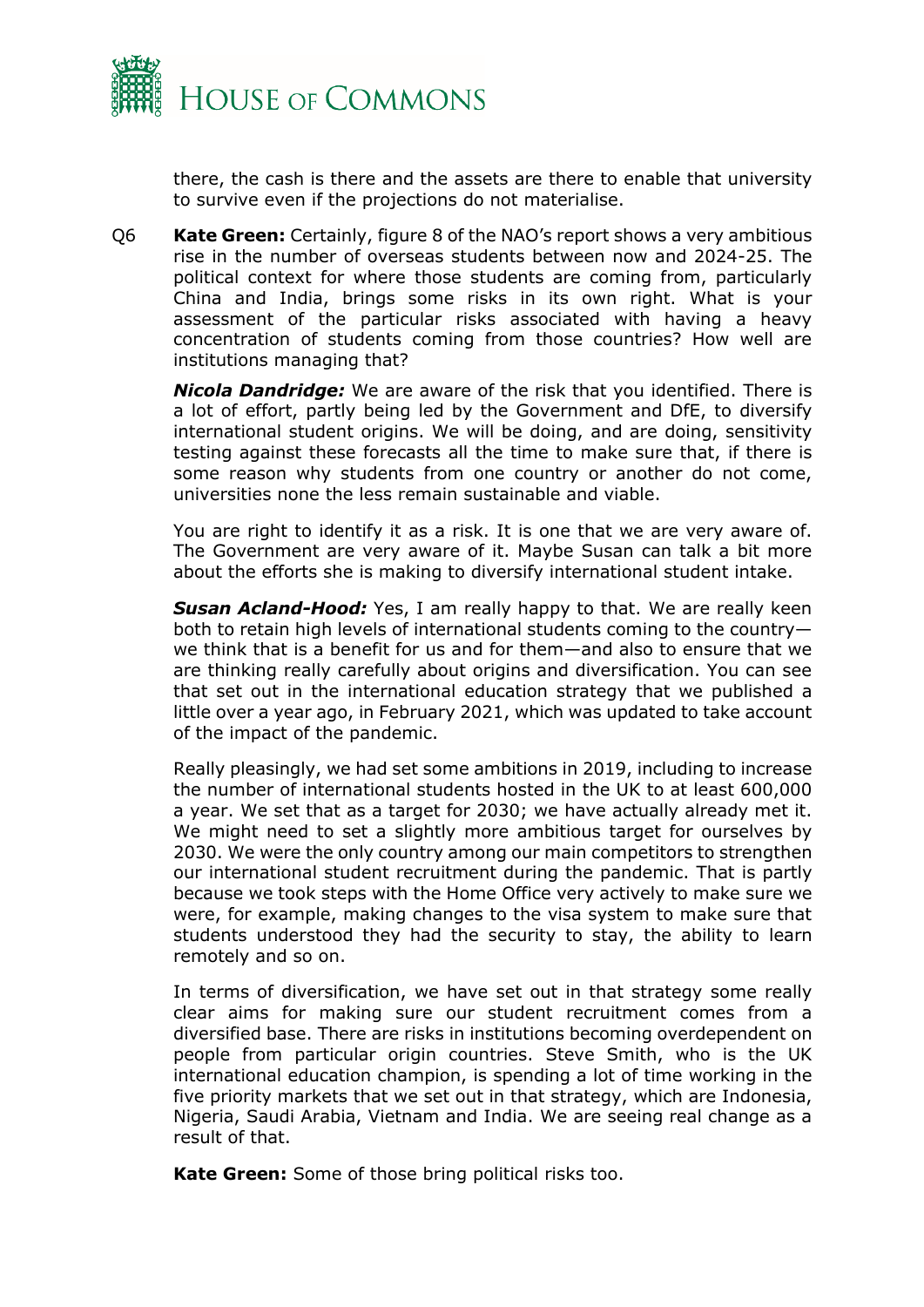there, the cash is there and the assets are there to enable that university to survive even if the projections do not materialise.

Q6 **Kate Green:** Certainly, figure 8 of the NAO's report shows a very ambitious rise in the number of overseas students between now and 2024-25. The political context for where those students are coming from, particularly China and India, brings some risks in its own right. What is your assessment of the particular risks associated with having a heavy concentration of students coming from those countries? How well are institutions managing that?

***Nicola Dandridge:*** We are aware of the risk that you identified. There is a lot of effort, partly being led by the Government and DfE, to diversify international student origins. We will be doing, and are doing, sensitivity testing against these forecasts all the time to make sure that, if there is some reason why students from one country or another do not come, universities none the less remain sustainable and viable.

You are right to identify it as a risk. It is one that we are very aware of. The Government are very aware of it. Maybe Susan can talk a bit more about the efforts she is making to diversify international student intake.

***Susan Acland-Hood:*** Yes, I am really happy to that. We are really keen both to retain high levels of international students coming to the country—we think that is a benefit for us and for them—and also to ensure that we are thinking really carefully about origins and diversification. You can see that set out in the international education strategy that we published a little over a year ago, in February 2021, which was updated to take account of the impact of the pandemic.

Really pleasingly, we had set some ambitions in 2019, including to increase the number of international students hosted in the UK to at least 600,000 a year. We set that as a target for 2030; we have actually already met it. We might need to set a slightly more ambitious target for ourselves by 2030. We were the only country among our main competitors to strengthen our international student recruitment during the pandemic. That is partly because we took steps with the Home Office very actively to make sure we were, for example, making changes to the visa system to make sure that students understood they had the security to stay, the ability to learn remotely and so on.

In terms of diversification, we have set out in that strategy some really clear aims for making sure our student recruitment comes from a diversified base. There are risks in institutions becoming overdependent on people from particular origin countries. Steve Smith, who is the UK international education champion, is spending a lot of time working in the five priority markets that we set out in that strategy, which are Indonesia, Nigeria, Saudi Arabia, Vietnam and India. We are seeing real change as a result of that.

**Kate Green:** Some of those bring political risks too.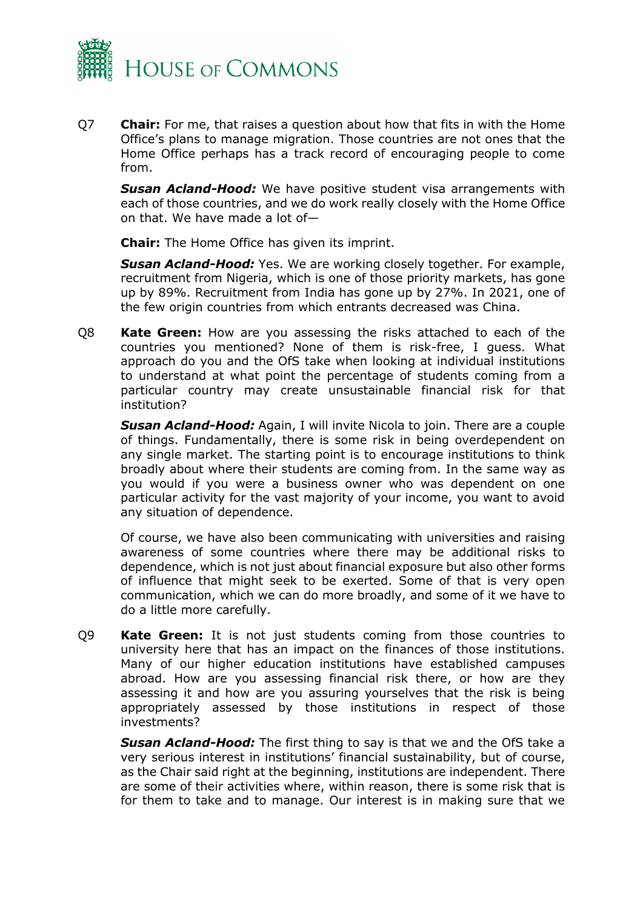Q7 **Chair:** For me, that raises a question about how that fits in with the Home Office's plans to manage migration. Those countries are not ones that the Home Office perhaps has a track record of encouraging people to come from.

***Susan Acland-Hood:*** We have positive student visa arrangements with each of those countries, and we do work really closely with the Home Office on that. We have made a lot of—

**Chair:** The Home Office has given its imprint.

***Susan Acland-Hood:*** Yes. We are working closely together. For example, recruitment from Nigeria, which is one of those priority markets, has gone up by 89%. Recruitment from India has gone up by 27%. In 2021, one of the few origin countries from which entrants decreased was China.

Q8 **Kate Green:** How are you assessing the risks attached to each of the countries you mentioned? None of them is risk-free, I guess. What approach do you and the OfS take when looking at individual institutions to understand at what point the percentage of students coming from a particular country may create unsustainable financial risk for that institution?

***Susan Acland-Hood:*** Again, I will invite Nicola to join. There are a couple of things. Fundamentally, there is some risk in being overdependent on any single market. The starting point is to encourage institutions to think broadly about where their students are coming from. In the same way as you would if you were a business owner who was dependent on one particular activity for the vast majority of your income, you want to avoid any situation of dependence.

Of course, we have also been communicating with universities and raising awareness of some countries where there may be additional risks to dependence, which is not just about financial exposure but also other forms of influence that might seek to be exerted. Some of that is very open communication, which we can do more broadly, and some of it we have to do a little more carefully.

Q9 **Kate Green:** It is not just students coming from those countries to university here that has an impact on the finances of those institutions. Many of our higher education institutions have established campuses abroad. How are you assessing financial risk there, or how are they assessing it and how are you assuring yourselves that the risk is being appropriately assessed by those institutions in respect of those investments?

***Susan Acland-Hood:*** The first thing to say is that we and the OfS take a very serious interest in institutions' financial sustainability, but of course, as the Chair said right at the beginning, institutions are independent. There are some of their activities where, within reason, there is some risk that is for them to take and to manage. Our interest is in making sure that we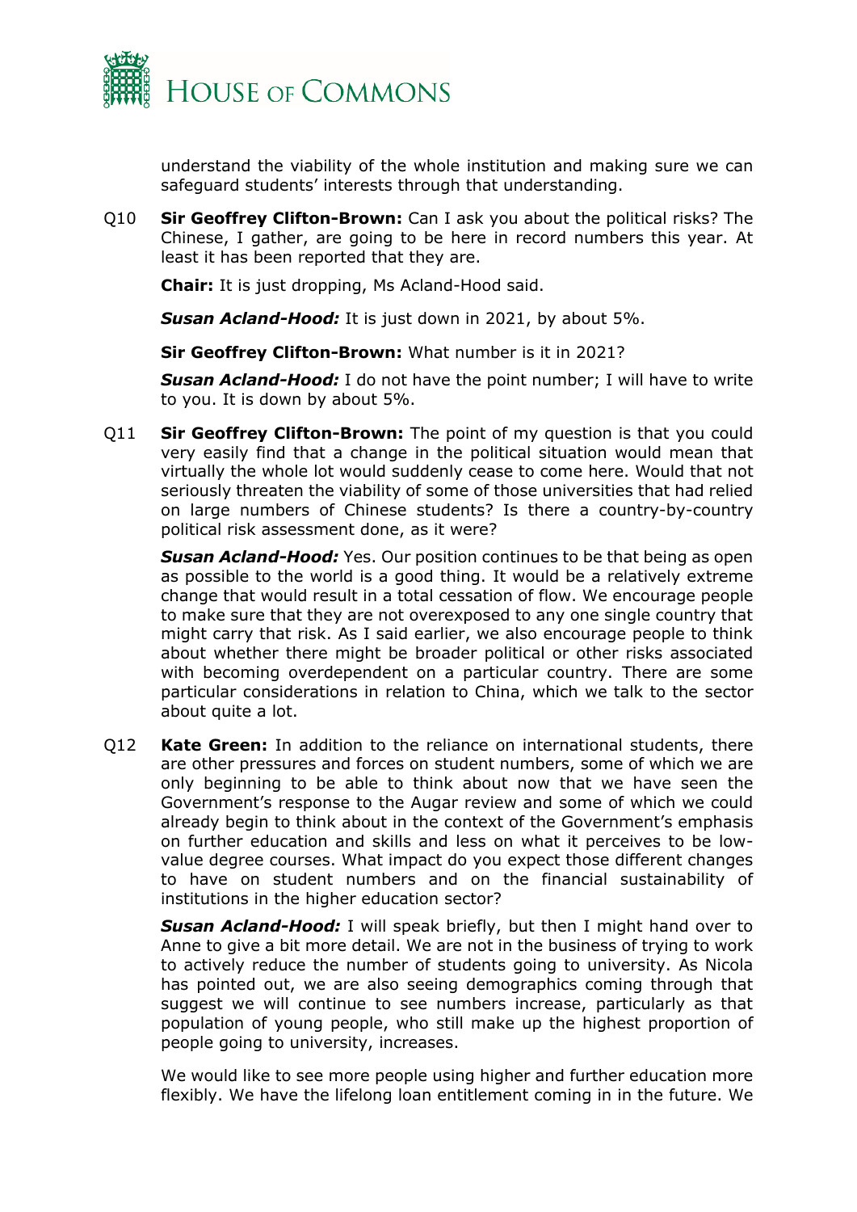understand the viability of the whole institution and making sure we can safeguard students' interests through that understanding.

Q10 **Sir Geoffrey Clifton-Brown:** Can I ask you about the political risks? The Chinese, I gather, are going to be here in record numbers this year. At least it has been reported that they are.

**Chair:** It is just dropping, Ms Acland-Hood said.

***Susan Acland-Hood:*** It is just down in 2021, by about 5%.

**Sir Geoffrey Clifton-Brown:** What number is it in 2021?

***Susan Acland-Hood:*** I do not have the point number; I will have to write to you. It is down by about 5%.

Q11 **Sir Geoffrey Clifton-Brown:** The point of my question is that you could very easily find that a change in the political situation would mean that virtually the whole lot would suddenly cease to come here. Would that not seriously threaten the viability of some of those universities that had relied on large numbers of Chinese students? Is there a country-by-country political risk assessment done, as it were?

***Susan Acland-Hood:*** Yes. Our position continues to be that being as open as possible to the world is a good thing. It would be a relatively extreme change that would result in a total cessation of flow. We encourage people to make sure that they are not overexposed to any one single country that might carry that risk. As I said earlier, we also encourage people to think about whether there might be broader political or other risks associated with becoming overdependent on a particular country. There are some particular considerations in relation to China, which we talk to the sector about quite a lot.

Q12 **Kate Green:** In addition to the reliance on international students, there are other pressures and forces on student numbers, some of which we are only beginning to be able to think about now that we have seen the Government's response to the Augar review and some of which we could already begin to think about in the context of the Government's emphasis on further education and skills and less on what it perceives to be low-value degree courses. What impact do you expect those different changes to have on student numbers and on the financial sustainability of institutions in the higher education sector?

***Susan Acland-Hood:*** I will speak briefly, but then I might hand over to Anne to give a bit more detail. We are not in the business of trying to work to actively reduce the number of students going to university. As Nicola has pointed out, we are also seeing demographics coming through that suggest we will continue to see numbers increase, particularly as that population of young people, who still make up the highest proportion of people going to university, increases.

We would like to see more people using higher and further education more flexibly. We have the lifelong loan entitlement coming in in the future. We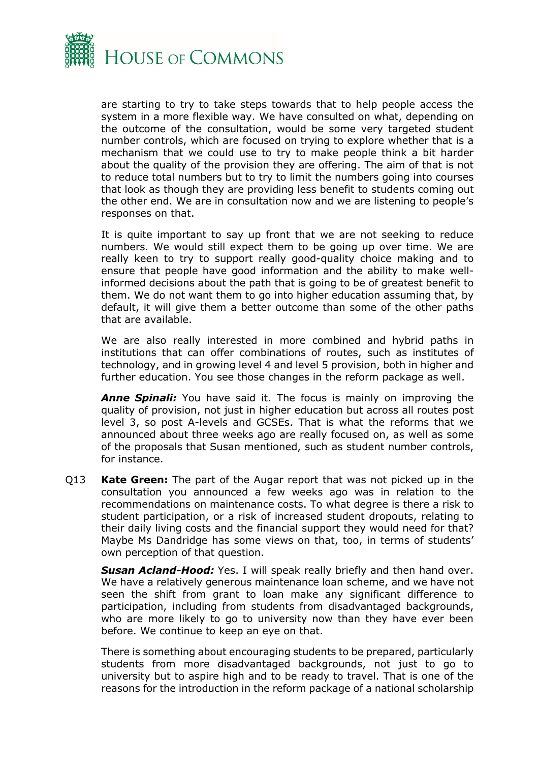are starting to try to take steps towards that to help people access the system in a more flexible way. We have consulted on what, depending on the outcome of the consultation, would be some very targeted student number controls, which are focused on trying to explore whether that is a mechanism that we could use to try to make people think a bit harder about the quality of the provision they are offering. The aim of that is not to reduce total numbers but to try to limit the numbers going into courses that look as though they are providing less benefit to students coming out the other end. We are in consultation now and we are listening to people's responses on that.

It is quite important to say up front that we are not seeking to reduce numbers. We would still expect them to be going up over time. We are really keen to try to support really good-quality choice making and to ensure that people have good information and the ability to make well-informed decisions about the path that is going to be of greatest benefit to them. We do not want them to go into higher education assuming that, by default, it will give them a better outcome than some of the other paths that are available.

We are also really interested in more combined and hybrid paths in institutions that can offer combinations of routes, such as institutes of technology, and in growing level 4 and level 5 provision, both in higher and further education. You see those changes in the reform package as well.

***Anne Spinali:*** You have said it. The focus is mainly on improving the quality of provision, not just in higher education but across all routes post level 3, so post A-levels and GCSEs. That is what the reforms that we announced about three weeks ago are really focused on, as well as some of the proposals that Susan mentioned, such as student number controls, for instance.

Q13 **Kate Green:** The part of the Augar report that was not picked up in the consultation you announced a few weeks ago was in relation to the recommendations on maintenance costs. To what degree is there a risk to student participation, or a risk of increased student dropouts, relating to their daily living costs and the financial support they would need for that? Maybe Ms Dandridge has some views on that, too, in terms of students' own perception of that question.

***Susan Acland-Hood:*** Yes. I will speak really briefly and then hand over. We have a relatively generous maintenance loan scheme, and we have not seen the shift from grant to loan make any significant difference to participation, including from students from disadvantaged backgrounds, who are more likely to go to university now than they have ever been before. We continue to keep an eye on that.

There is something about encouraging students to be prepared, particularly students from more disadvantaged backgrounds, not just to go to university but to aspire high and to be ready to travel. That is one of the reasons for the introduction in the reform package of a national scholarship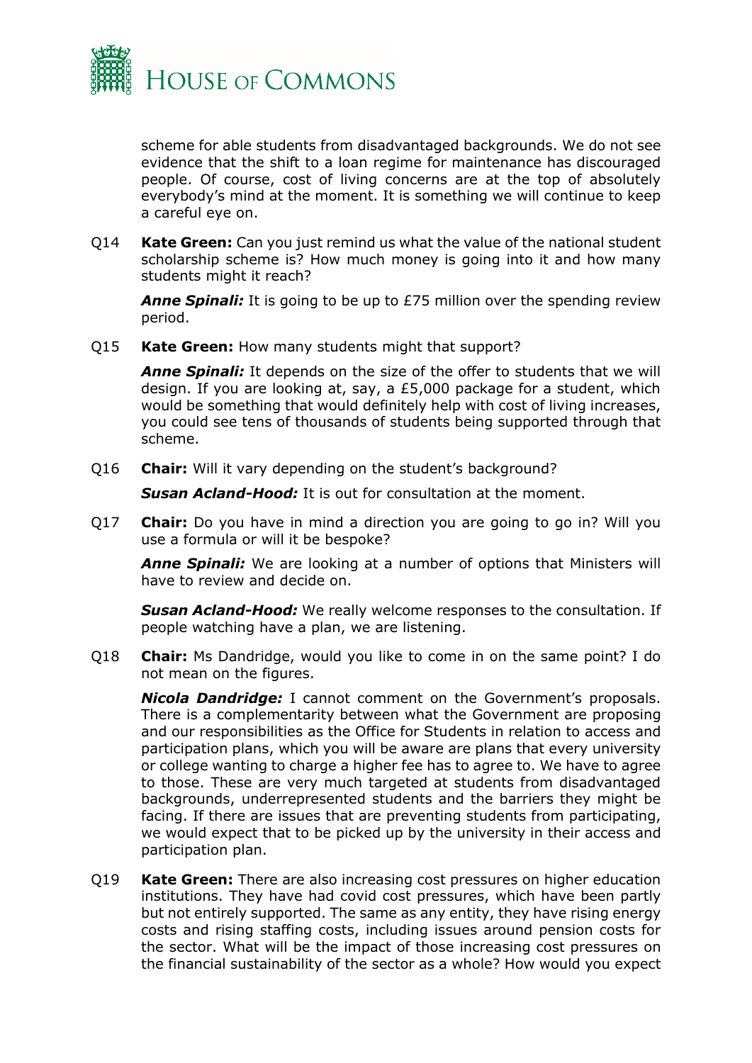scheme for able students from disadvantaged backgrounds. We do not see evidence that the shift to a loan regime for maintenance has discouraged people. Of course, cost of living concerns are at the top of absolutely everybody's mind at the moment. It is something we will continue to keep a careful eye on.

Q14 **Kate Green:** Can you just remind us what the value of the national student scholarship scheme is? How much money is going into it and how many students might it reach?

***Anne Spinali:*** It is going to be up to £75 million over the spending review period.

Q15 **Kate Green:** How many students might that support?

***Anne Spinali:*** It depends on the size of the offer to students that we will design. If you are looking at, say, a £5,000 package for a student, which would be something that would definitely help with cost of living increases, you could see tens of thousands of students being supported through that scheme.

Q16 **Chair:** Will it vary depending on the student's background?

***Susan Acland-Hood:*** It is out for consultation at the moment.

Q17 **Chair:** Do you have in mind a direction you are going to go in? Will you use a formula or will it be bespoke?

***Anne Spinali:*** We are looking at a number of options that Ministers will have to review and decide on.

***Susan Acland-Hood:*** We really welcome responses to the consultation. If people watching have a plan, we are listening.

Q18 **Chair:** Ms Dandridge, would you like to come in on the same point? I do not mean on the figures.

***Nicola Dandridge:*** I cannot comment on the Government's proposals. There is a complementarity between what the Government are proposing and our responsibilities as the Office for Students in relation to access and participation plans, which you will be aware are plans that every university or college wanting to charge a higher fee has to agree to. We have to agree to those. These are very much targeted at students from disadvantaged backgrounds, underrepresented students and the barriers they might be facing. If there are issues that are preventing students from participating, we would expect that to be picked up by the university in their access and participation plan.

Q19 **Kate Green:** There are also increasing cost pressures on higher education institutions. They have had covid cost pressures, which have been partly but not entirely supported. The same as any entity, they have rising energy costs and rising staffing costs, including issues around pension costs for the sector. What will be the impact of those increasing cost pressures on the financial sustainability of the sector as a whole? How would you expect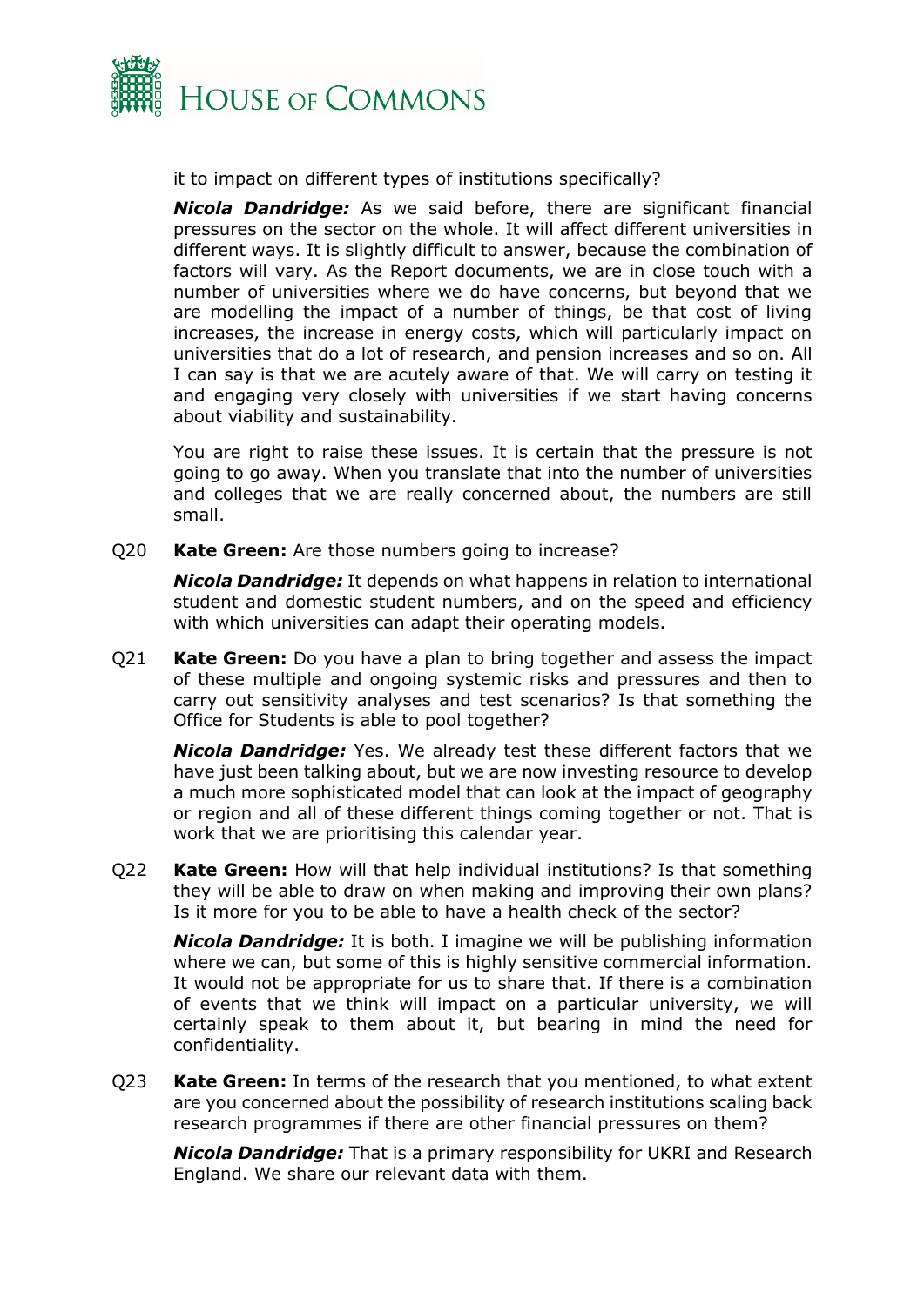it to impact on different types of institutions specifically?

***Nicola Dandridge:*** As we said before, there are significant financial pressures on the sector on the whole. It will affect different universities in different ways. It is slightly difficult to answer, because the combination of factors will vary. As the Report documents, we are in close touch with a number of universities where we do have concerns, but beyond that we are modelling the impact of a number of things, be that cost of living increases, the increase in energy costs, which will particularly impact on universities that do a lot of research, and pension increases and so on. All I can say is that we are acutely aware of that. We will carry on testing it and engaging very closely with universities if we start having concerns about viability and sustainability.

You are right to raise these issues. It is certain that the pressure is not going to go away. When you translate that into the number of universities and colleges that we are really concerned about, the numbers are still small.

Q20 **Kate Green:** Are those numbers going to increase?

***Nicola Dandridge:*** It depends on what happens in relation to international student and domestic student numbers, and on the speed and efficiency with which universities can adapt their operating models.

Q21 **Kate Green:** Do you have a plan to bring together and assess the impact of these multiple and ongoing systemic risks and pressures and then to carry out sensitivity analyses and test scenarios? Is that something the Office for Students is able to pool together?

***Nicola Dandridge:*** Yes. We already test these different factors that we have just been talking about, but we are now investing resource to develop a much more sophisticated model that can look at the impact of geography or region and all of these different things coming together or not. That is work that we are prioritising this calendar year.

Q22 **Kate Green:** How will that help individual institutions? Is that something they will be able to draw on when making and improving their own plans? Is it more for you to be able to have a health check of the sector?

***Nicola Dandridge:*** It is both. I imagine we will be publishing information where we can, but some of this is highly sensitive commercial information. It would not be appropriate for us to share that. If there is a combination of events that we think will impact on a particular university, we will certainly speak to them about it, but bearing in mind the need for confidentiality.

Q23 **Kate Green:** In terms of the research that you mentioned, to what extent are you concerned about the possibility of research institutions scaling back research programmes if there are other financial pressures on them?

***Nicola Dandridge:*** That is a primary responsibility for UKRI and Research England. We share our relevant data with them.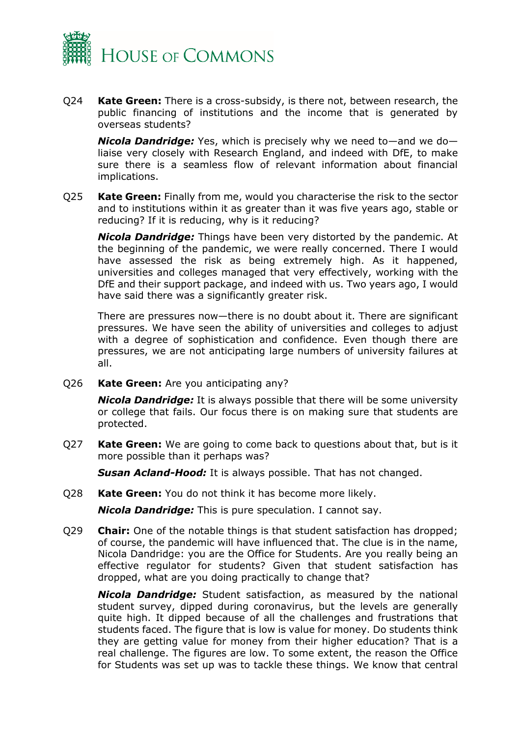Q24 **Kate Green:** There is a cross-subsidy, is there not, between research, the public financing of institutions and the income that is generated by overseas students?

***Nicola Dandridge:*** Yes, which is precisely why we need to—and we do—liaise very closely with Research England, and indeed with DfE, to make sure there is a seamless flow of relevant information about financial implications.

Q25 **Kate Green:** Finally from me, would you characterise the risk to the sector and to institutions within it as greater than it was five years ago, stable or reducing? If it is reducing, why is it reducing?

***Nicola Dandridge:*** Things have been very distorted by the pandemic. At the beginning of the pandemic, we were really concerned. There I would have assessed the risk as being extremely high. As it happened, universities and colleges managed that very effectively, working with the DfE and their support package, and indeed with us. Two years ago, I would have said there was a significantly greater risk.

There are pressures now—there is no doubt about it. There are significant pressures. We have seen the ability of universities and colleges to adjust with a degree of sophistication and confidence. Even though there are pressures, we are not anticipating large numbers of university failures at all.

Q26 **Kate Green:** Are you anticipating any?

***Nicola Dandridge:*** It is always possible that there will be some university or college that fails. Our focus there is on making sure that students are protected.

Q27 **Kate Green:** We are going to come back to questions about that, but is it more possible than it perhaps was?

***Susan Acland-Hood:*** It is always possible. That has not changed.

Q28 **Kate Green:** You do not think it has become more likely.

***Nicola Dandridge:*** This is pure speculation. I cannot say.

Q29 **Chair:** One of the notable things is that student satisfaction has dropped; of course, the pandemic will have influenced that. The clue is in the name, Nicola Dandridge: you are the Office for Students. Are you really being an effective regulator for students? Given that student satisfaction has dropped, what are you doing practically to change that?

***Nicola Dandridge:*** Student satisfaction, as measured by the national student survey, dipped during coronavirus, but the levels are generally quite high. It dipped because of all the challenges and frustrations that students faced. The figure that is low is value for money. Do students think they are getting value for money from their higher education? That is a real challenge. The figures are low. To some extent, the reason the Office for Students was set up was to tackle these things. We know that central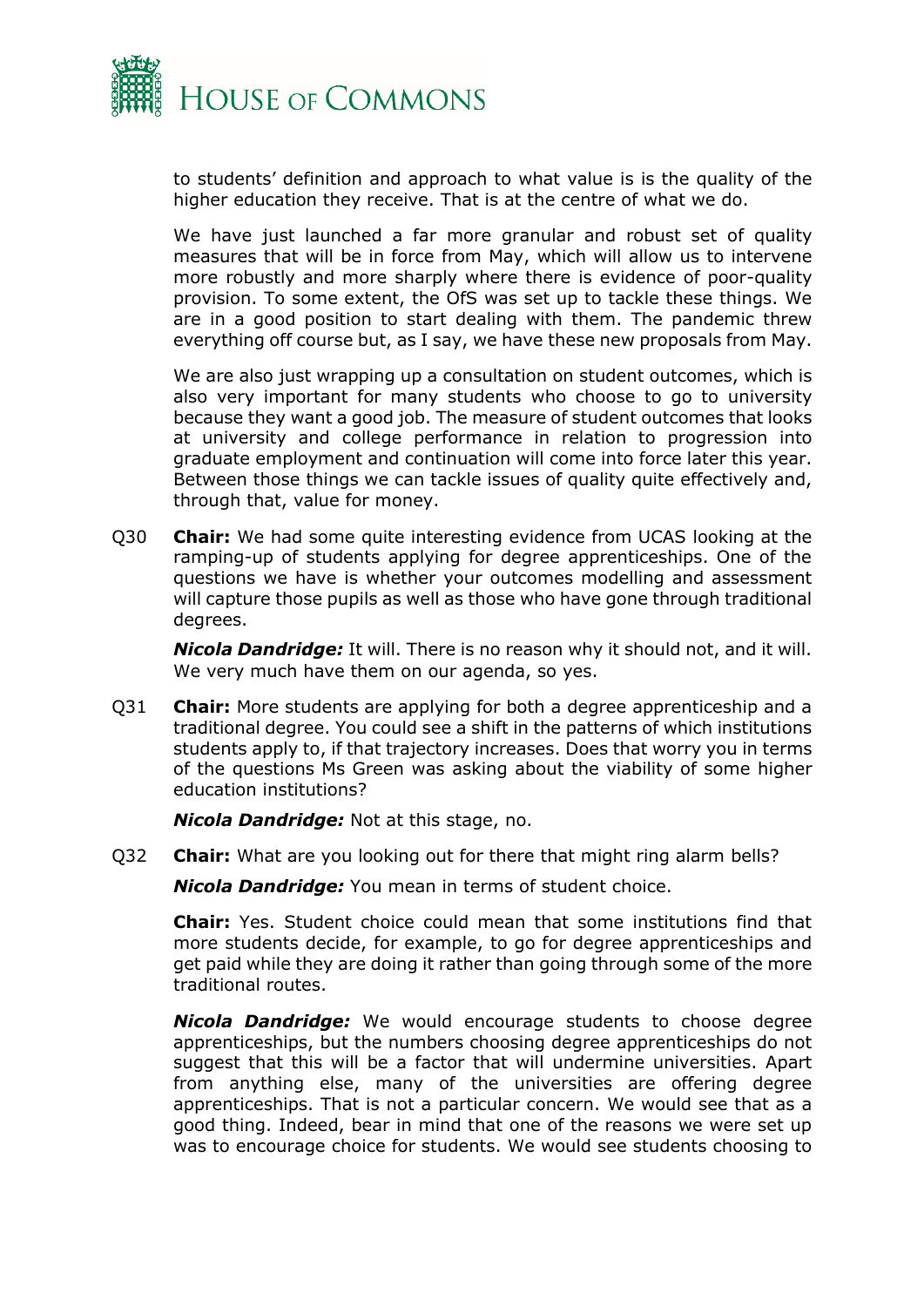to students' definition and approach to what value is is the quality of the higher education they receive. That is at the centre of what we do.

We have just launched a far more granular and robust set of quality measures that will be in force from May, which will allow us to intervene more robustly and more sharply where there is evidence of poor-quality provision. To some extent, the OfS was set up to tackle these things. We are in a good position to start dealing with them. The pandemic threw everything off course but, as I say, we have these new proposals from May.

We are also just wrapping up a consultation on student outcomes, which is also very important for many students who choose to go to university because they want a good job. The measure of student outcomes that looks at university and college performance in relation to progression into graduate employment and continuation will come into force later this year. Between those things we can tackle issues of quality quite effectively and, through that, value for money.

Q30 **Chair:** We had some quite interesting evidence from UCAS looking at the ramping-up of students applying for degree apprenticeships. One of the questions we have is whether your outcomes modelling and assessment will capture those pupils as well as those who have gone through traditional degrees.

***Nicola Dandridge:*** It will. There is no reason why it should not, and it will. We very much have them on our agenda, so yes.

Q31 **Chair:** More students are applying for both a degree apprenticeship and a traditional degree. You could see a shift in the patterns of which institutions students apply to, if that trajectory increases. Does that worry you in terms of the questions Ms Green was asking about the viability of some higher education institutions?

***Nicola Dandridge:*** Not at this stage, no.

Q32 **Chair:** What are you looking out for there that might ring alarm bells?

***Nicola Dandridge:*** You mean in terms of student choice.

**Chair:** Yes. Student choice could mean that some institutions find that more students decide, for example, to go for degree apprenticeships and get paid while they are doing it rather than going through some of the more traditional routes.

***Nicola Dandridge:*** We would encourage students to choose degree apprenticeships, but the numbers choosing degree apprenticeships do not suggest that this will be a factor that will undermine universities. Apart from anything else, many of the universities are offering degree apprenticeships. That is not a particular concern. We would see that as a good thing. Indeed, bear in mind that one of the reasons we were set up was to encourage choice for students. We would see students choosing to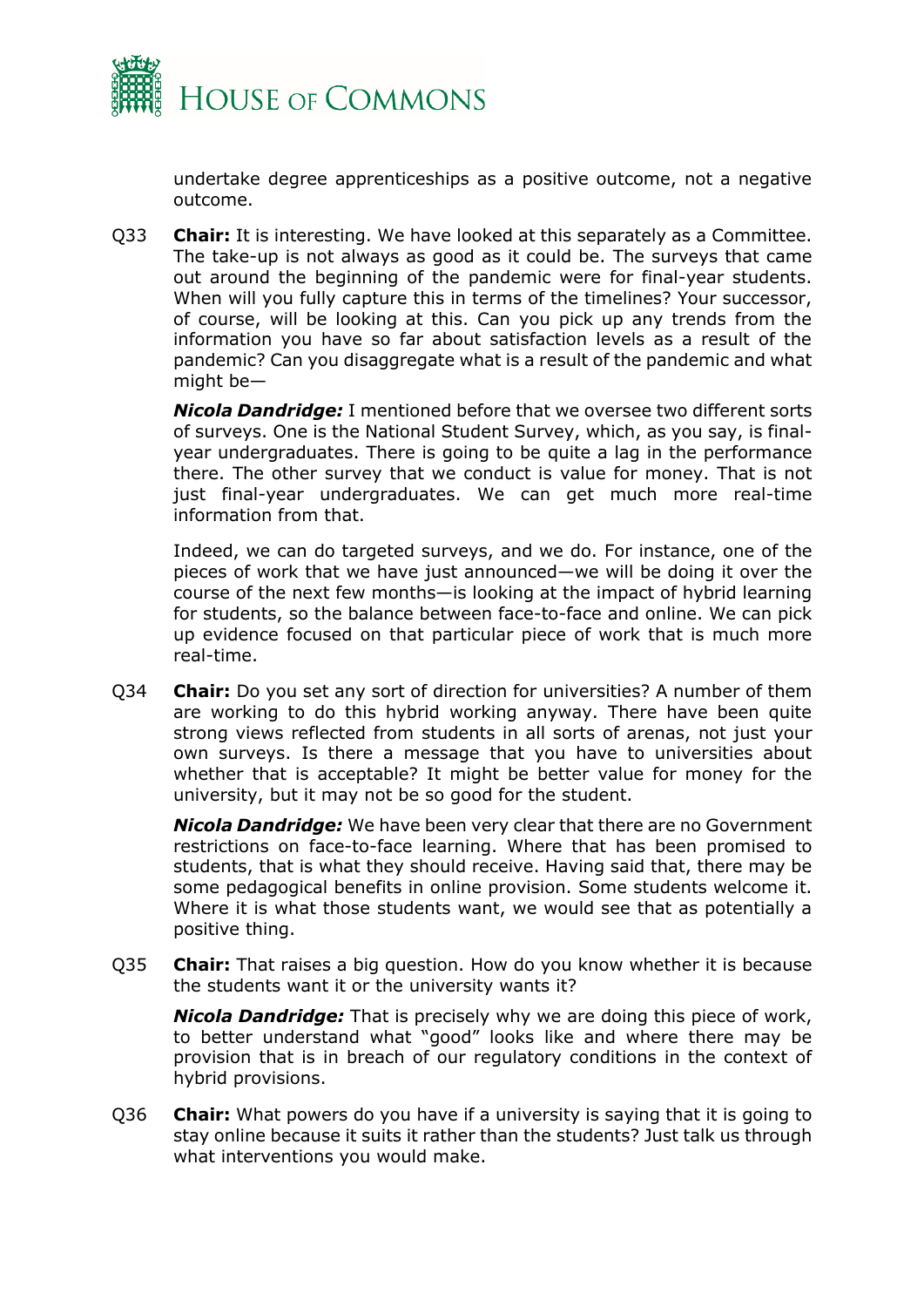undertake degree apprenticeships as a positive outcome, not a negative outcome.

Q33 **Chair:** It is interesting. We have looked at this separately as a Committee. The take-up is not always as good as it could be. The surveys that came out around the beginning of the pandemic were for final-year students. When will you fully capture this in terms of the timelines? Your successor, of course, will be looking at this. Can you pick up any trends from the information you have so far about satisfaction levels as a result of the pandemic? Can you disaggregate what is a result of the pandemic and what might be—

***Nicola Dandridge:*** I mentioned before that we oversee two different sorts of surveys. One is the National Student Survey, which, as you say, is final-year undergraduates. There is going to be quite a lag in the performance there. The other survey that we conduct is value for money. That is not just final-year undergraduates. We can get much more real-time information from that.

Indeed, we can do targeted surveys, and we do. For instance, one of the pieces of work that we have just announced—we will be doing it over the course of the next few months—is looking at the impact of hybrid learning for students, so the balance between face-to-face and online. We can pick up evidence focused on that particular piece of work that is much more real-time.

Q34 **Chair:** Do you set any sort of direction for universities? A number of them are working to do this hybrid working anyway. There have been quite strong views reflected from students in all sorts of arenas, not just your own surveys. Is there a message that you have to universities about whether that is acceptable? It might be better value for money for the university, but it may not be so good for the student.

***Nicola Dandridge:*** We have been very clear that there are no Government restrictions on face-to-face learning. Where that has been promised to students, that is what they should receive. Having said that, there may be some pedagogical benefits in online provision. Some students welcome it. Where it is what those students want, we would see that as potentially a positive thing.

Q35 **Chair:** That raises a big question. How do you know whether it is because the students want it or the university wants it?

***Nicola Dandridge:*** That is precisely why we are doing this piece of work, to better understand what "good" looks like and where there may be provision that is in breach of our regulatory conditions in the context of hybrid provisions.

Q36 **Chair:** What powers do you have if a university is saying that it is going to stay online because it suits it rather than the students? Just talk us through what interventions you would make.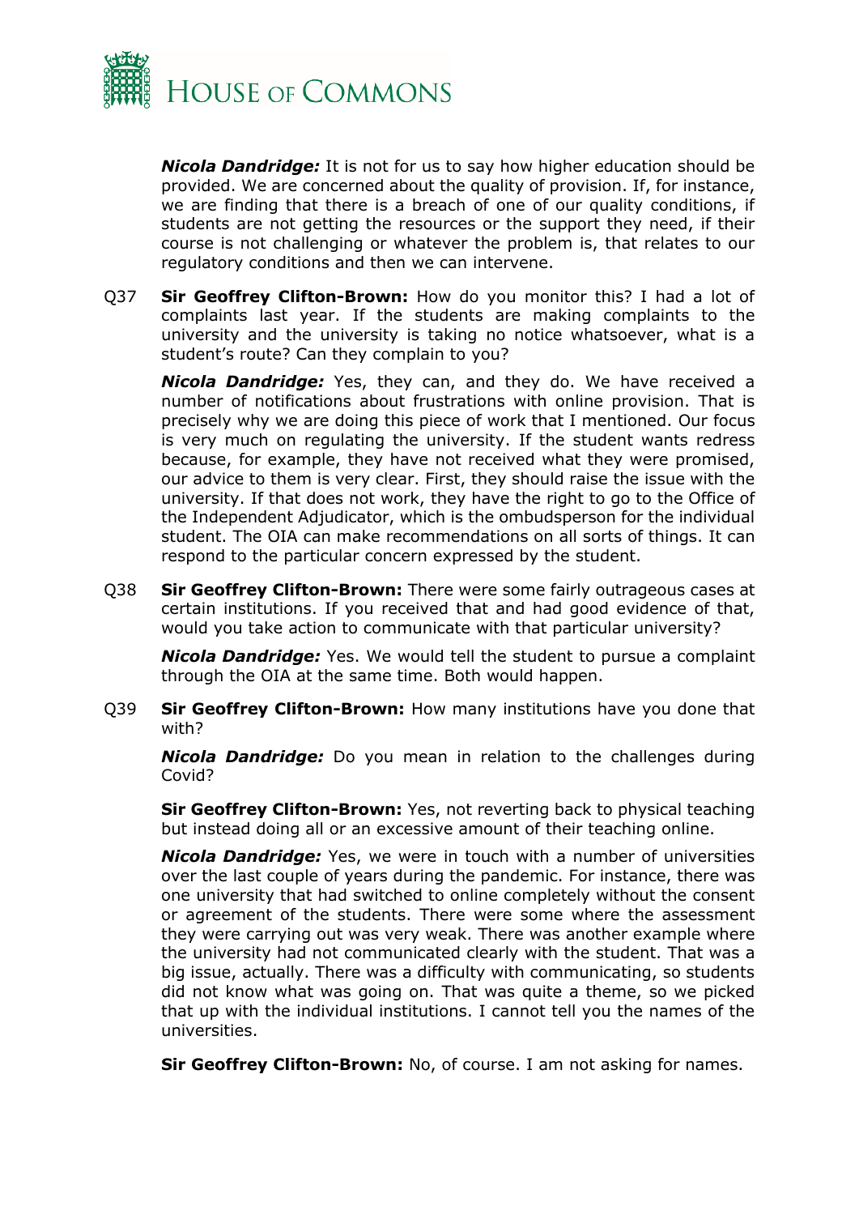***Nicola Dandridge:*** It is not for us to say how higher education should be provided. We are concerned about the quality of provision. If, for instance, we are finding that there is a breach of one of our quality conditions, if students are not getting the resources or the support they need, if their course is not challenging or whatever the problem is, that relates to our regulatory conditions and then we can intervene.

Q37 **Sir Geoffrey Clifton-Brown:** How do you monitor this? I had a lot of complaints last year. If the students are making complaints to the university and the university is taking no notice whatsoever, what is a student's route? Can they complain to you?

***Nicola Dandridge:*** Yes, they can, and they do. We have received a number of notifications about frustrations with online provision. That is precisely why we are doing this piece of work that I mentioned. Our focus is very much on regulating the university. If the student wants redress because, for example, they have not received what they were promised, our advice to them is very clear. First, they should raise the issue with the university. If that does not work, they have the right to go to the Office of the Independent Adjudicator, which is the ombudsperson for the individual student. The OIA can make recommendations on all sorts of things. It can respond to the particular concern expressed by the student.

Q38 **Sir Geoffrey Clifton-Brown:** There were some fairly outrageous cases at certain institutions. If you received that and had good evidence of that, would you take action to communicate with that particular university?

***Nicola Dandridge:*** Yes. We would tell the student to pursue a complaint through the OIA at the same time. Both would happen.

Q39 **Sir Geoffrey Clifton-Brown:** How many institutions have you done that with?

***Nicola Dandridge:*** Do you mean in relation to the challenges during Covid?

**Sir Geoffrey Clifton-Brown:** Yes, not reverting back to physical teaching but instead doing all or an excessive amount of their teaching online.

***Nicola Dandridge:*** Yes, we were in touch with a number of universities over the last couple of years during the pandemic. For instance, there was one university that had switched to online completely without the consent or agreement of the students. There were some where the assessment they were carrying out was very weak. There was another example where the university had not communicated clearly with the student. That was a big issue, actually. There was a difficulty with communicating, so students did not know what was going on. That was quite a theme, so we picked that up with the individual institutions. I cannot tell you the names of the universities.

**Sir Geoffrey Clifton-Brown:** No, of course. I am not asking for names.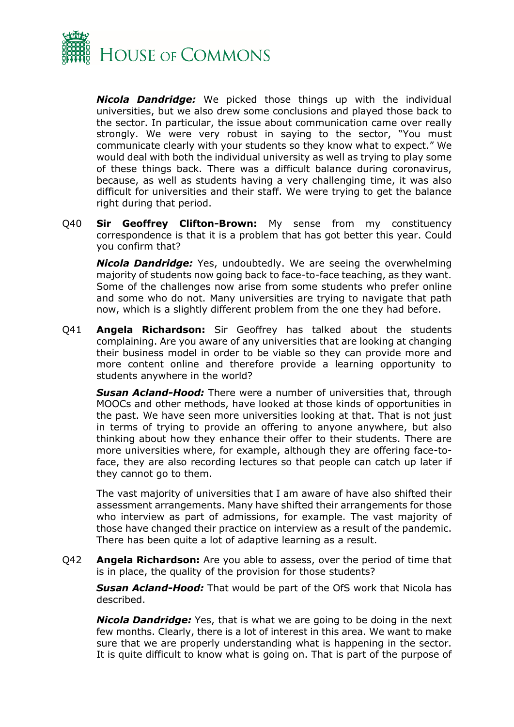***Nicola Dandridge:*** We picked those things up with the individual universities, but we also drew some conclusions and played those back to the sector. In particular, the issue about communication came over really strongly. We were very robust in saying to the sector, "You must communicate clearly with your students so they know what to expect." We would deal with both the individual university as well as trying to play some of these things back. There was a difficult balance during coronavirus, because, as well as students having a very challenging time, it was also difficult for universities and their staff. We were trying to get the balance right during that period.

Q40 **Sir Geoffrey Clifton-Brown:** My sense from my constituency correspondence is that it is a problem that has got better this year. Could you confirm that?

***Nicola Dandridge:*** Yes, undoubtedly. We are seeing the overwhelming majority of students now going back to face-to-face teaching, as they want. Some of the challenges now arise from some students who prefer online and some who do not. Many universities are trying to navigate that path now, which is a slightly different problem from the one they had before.

Q41 **Angela Richardson:** Sir Geoffrey has talked about the students complaining. Are you aware of any universities that are looking at changing their business model in order to be viable so they can provide more and more content online and therefore provide a learning opportunity to students anywhere in the world?

***Susan Acland-Hood:*** There were a number of universities that, through MOOCs and other methods, have looked at those kinds of opportunities in the past. We have seen more universities looking at that. That is not just in terms of trying to provide an offering to anyone anywhere, but also thinking about how they enhance their offer to their students. There are more universities where, for example, although they are offering face-to-face, they are also recording lectures so that people can catch up later if they cannot go to them.

The vast majority of universities that I am aware of have also shifted their assessment arrangements. Many have shifted their arrangements for those who interview as part of admissions, for example. The vast majority of those have changed their practice on interview as a result of the pandemic. There has been quite a lot of adaptive learning as a result.

Q42 **Angela Richardson:** Are you able to assess, over the period of time that is in place, the quality of the provision for those students?

***Susan Acland-Hood:*** That would be part of the OfS work that Nicola has described.

***Nicola Dandridge:*** Yes, that is what we are going to be doing in the next few months. Clearly, there is a lot of interest in this area. We want to make sure that we are properly understanding what is happening in the sector. It is quite difficult to know what is going on. That is part of the purpose of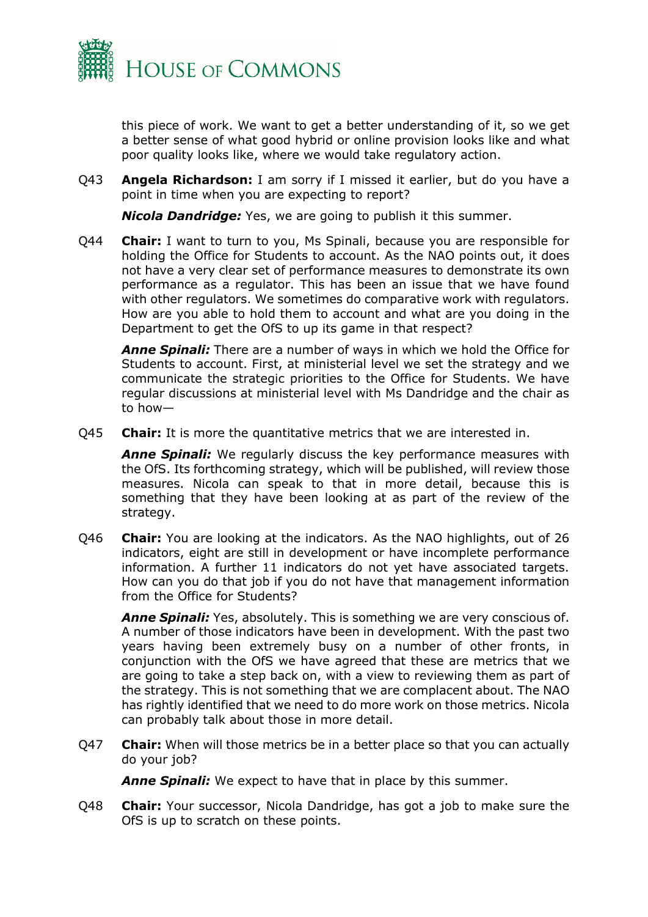this piece of work. We want to get a better understanding of it, so we get a better sense of what good hybrid or online provision looks like and what poor quality looks like, where we would take regulatory action.

Q43 **Angela Richardson:** I am sorry if I missed it earlier, but do you have a point in time when you are expecting to report?

***Nicola Dandridge:*** Yes, we are going to publish it this summer.

Q44 **Chair:** I want to turn to you, Ms Spinali, because you are responsible for holding the Office for Students to account. As the NAO points out, it does not have a very clear set of performance measures to demonstrate its own performance as a regulator. This has been an issue that we have found with other regulators. We sometimes do comparative work with regulators. How are you able to hold them to account and what are you doing in the Department to get the OfS to up its game in that respect?

***Anne Spinali:*** There are a number of ways in which we hold the Office for Students to account. First, at ministerial level we set the strategy and we communicate the strategic priorities to the Office for Students. We have regular discussions at ministerial level with Ms Dandridge and the chair as to how—

Q45 **Chair:** It is more the quantitative metrics that we are interested in.

***Anne Spinali:*** We regularly discuss the key performance measures with the OfS. Its forthcoming strategy, which will be published, will review those measures. Nicola can speak to that in more detail, because this is something that they have been looking at as part of the review of the strategy.

Q46 **Chair:** You are looking at the indicators. As the NAO highlights, out of 26 indicators, eight are still in development or have incomplete performance information. A further 11 indicators do not yet have associated targets. How can you do that job if you do not have that management information from the Office for Students?

***Anne Spinali:*** Yes, absolutely. This is something we are very conscious of. A number of those indicators have been in development. With the past two years having been extremely busy on a number of other fronts, in conjunction with the OfS we have agreed that these are metrics that we are going to take a step back on, with a view to reviewing them as part of the strategy. This is not something that we are complacent about. The NAO has rightly identified that we need to do more work on those metrics. Nicola can probably talk about those in more detail.

Q47 **Chair:** When will those metrics be in a better place so that you can actually do your job?

***Anne Spinali:*** We expect to have that in place by this summer.

Q48 **Chair:** Your successor, Nicola Dandridge, has got a job to make sure the OfS is up to scratch on these points.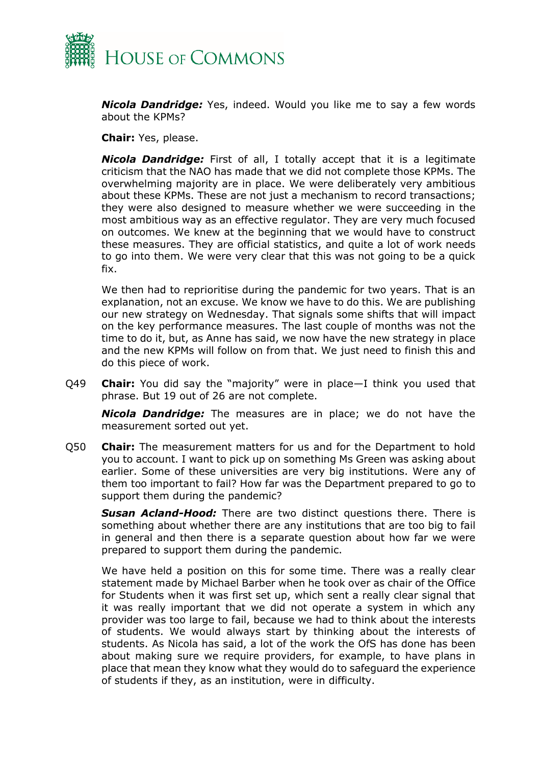***Nicola Dandridge:*** Yes, indeed. Would you like me to say a few words about the KPMs?

**Chair:** Yes, please.

***Nicola Dandridge:*** First of all, I totally accept that it is a legitimate criticism that the NAO has made that we did not complete those KPMs. The overwhelming majority are in place. We were deliberately very ambitious about these KPMs. These are not just a mechanism to record transactions; they were also designed to measure whether we were succeeding in the most ambitious way as an effective regulator. They are very much focused on outcomes. We knew at the beginning that we would have to construct these measures. They are official statistics, and quite a lot of work needs to go into them. We were very clear that this was not going to be a quick fix.

We then had to reprioritise during the pandemic for two years. That is an explanation, not an excuse. We know we have to do this. We are publishing our new strategy on Wednesday. That signals some shifts that will impact on the key performance measures. The last couple of months was not the time to do it, but, as Anne has said, we now have the new strategy in place and the new KPMs will follow on from that. We just need to finish this and do this piece of work.

Q49 **Chair:** You did say the "majority" were in place—I think you used that phrase. But 19 out of 26 are not complete.

***Nicola Dandridge:*** The measures are in place; we do not have the measurement sorted out yet.

Q50 **Chair:** The measurement matters for us and for the Department to hold you to account. I want to pick up on something Ms Green was asking about earlier. Some of these universities are very big institutions. Were any of them too important to fail? How far was the Department prepared to go to support them during the pandemic?

***Susan Acland-Hood:*** There are two distinct questions there. There is something about whether there are any institutions that are too big to fail in general and then there is a separate question about how far we were prepared to support them during the pandemic.

We have held a position on this for some time. There was a really clear statement made by Michael Barber when he took over as chair of the Office for Students when it was first set up, which sent a really clear signal that it was really important that we did not operate a system in which any provider was too large to fail, because we had to think about the interests of students. We would always start by thinking about the interests of students. As Nicola has said, a lot of the work the OfS has done has been about making sure we require providers, for example, to have plans in place that mean they know what they would do to safeguard the experience of students if they, as an institution, were in difficulty.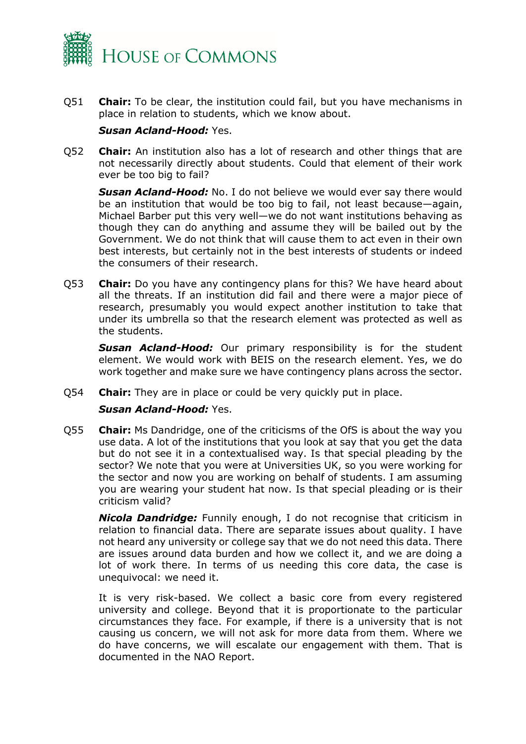Q51 **Chair:** To be clear, the institution could fail, but you have mechanisms in place in relation to students, which we know about.

***Susan Acland-Hood:*** Yes.

Q52 **Chair:** An institution also has a lot of research and other things that are not necessarily directly about students. Could that element of their work ever be too big to fail?

***Susan Acland-Hood:*** No. I do not believe we would ever say there would be an institution that would be too big to fail, not least because—again, Michael Barber put this very well—we do not want institutions behaving as though they can do anything and assume they will be bailed out by the Government. We do not think that will cause them to act even in their own best interests, but certainly not in the best interests of students or indeed the consumers of their research.

Q53 **Chair:** Do you have any contingency plans for this? We have heard about all the threats. If an institution did fail and there were a major piece of research, presumably you would expect another institution to take that under its umbrella so that the research element was protected as well as the students.

***Susan Acland-Hood:*** Our primary responsibility is for the student element. We would work with BEIS on the research element. Yes, we do work together and make sure we have contingency plans across the sector.

Q54 **Chair:** They are in place or could be very quickly put in place.

***Susan Acland-Hood:*** Yes.

Q55 **Chair:** Ms Dandridge, one of the criticisms of the OfS is about the way you use data. A lot of the institutions that you look at say that you get the data but do not see it in a contextualised way. Is that special pleading by the sector? We note that you were at Universities UK, so you were working for the sector and now you are working on behalf of students. I am assuming you are wearing your student hat now. Is that special pleading or is their criticism valid?

***Nicola Dandridge:*** Funnily enough, I do not recognise that criticism in relation to financial data. There are separate issues about quality. I have not heard any university or college say that we do not need this data. There are issues around data burden and how we collect it, and we are doing a lot of work there. In terms of us needing this core data, the case is unequivocal: we need it.

It is very risk-based. We collect a basic core from every registered university and college. Beyond that it is proportionate to the particular circumstances they face. For example, if there is a university that is not causing us concern, we will not ask for more data from them. Where we do have concerns, we will escalate our engagement with them. That is documented in the NAO Report.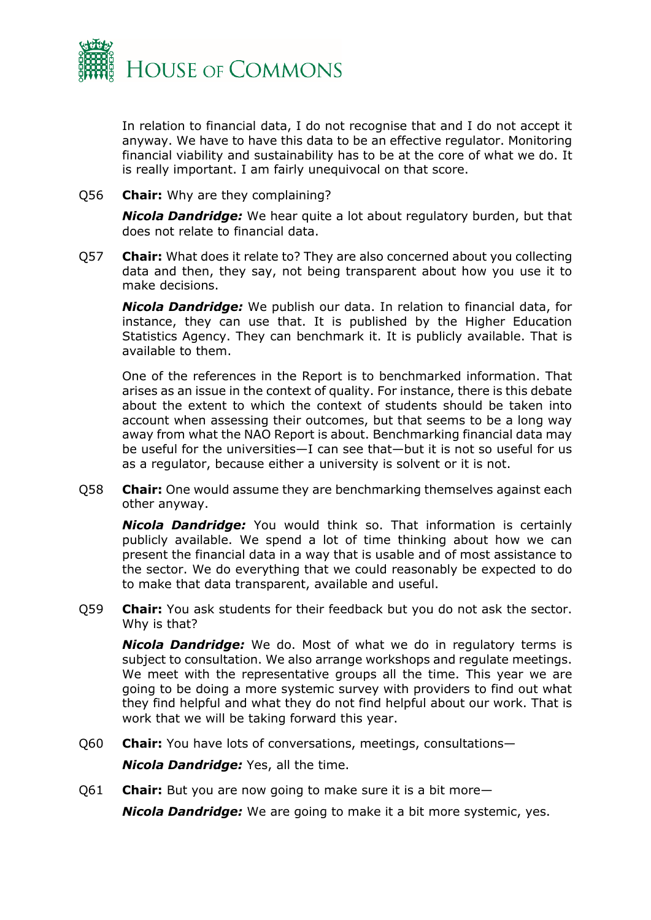In relation to financial data, I do not recognise that and I do not accept it anyway. We have to have this data to be an effective regulator. Monitoring financial viability and sustainability has to be at the core of what we do. It is really important. I am fairly unequivocal on that score.

Q56 **Chair:** Why are they complaining?

***Nicola Dandridge:*** We hear quite a lot about regulatory burden, but that does not relate to financial data.

Q57 **Chair:** What does it relate to? They are also concerned about you collecting data and then, they say, not being transparent about how you use it to make decisions.

***Nicola Dandridge:*** We publish our data. In relation to financial data, for instance, they can use that. It is published by the Higher Education Statistics Agency. They can benchmark it. It is publicly available. That is available to them.

One of the references in the Report is to benchmarked information. That arises as an issue in the context of quality. For instance, there is this debate about the extent to which the context of students should be taken into account when assessing their outcomes, but that seems to be a long way away from what the NAO Report is about. Benchmarking financial data may be useful for the universities—I can see that—but it is not so useful for us as a regulator, because either a university is solvent or it is not.

Q58 **Chair:** One would assume they are benchmarking themselves against each other anyway.

***Nicola Dandridge:*** You would think so. That information is certainly publicly available. We spend a lot of time thinking about how we can present the financial data in a way that is usable and of most assistance to the sector. We do everything that we could reasonably be expected to do to make that data transparent, available and useful.

Q59 **Chair:** You ask students for their feedback but you do not ask the sector. Why is that?

***Nicola Dandridge:*** We do. Most of what we do in regulatory terms is subject to consultation. We also arrange workshops and regulate meetings. We meet with the representative groups all the time. This year we are going to be doing a more systemic survey with providers to find out what they find helpful and what they do not find helpful about our work. That is work that we will be taking forward this year.

Q60 **Chair:** You have lots of conversations, meetings, consultations—

***Nicola Dandridge:*** Yes, all the time.

Q61 **Chair:** But you are now going to make sure it is a bit more—

***Nicola Dandridge:*** We are going to make it a bit more systemic, yes.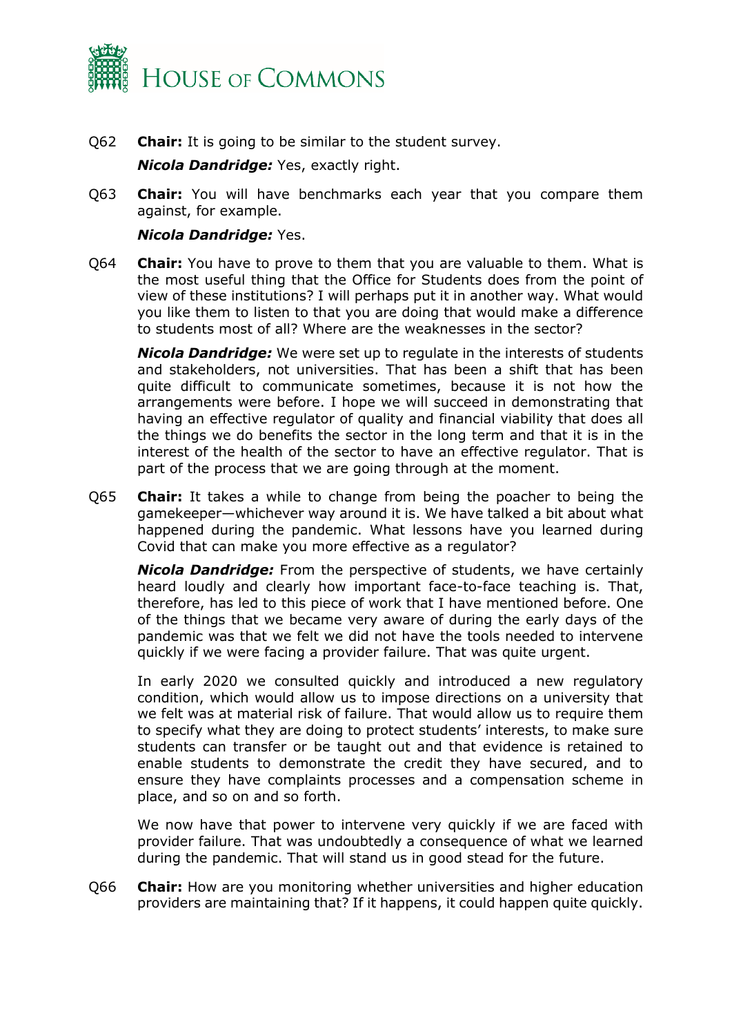Q62 **Chair:** It is going to be similar to the student survey.

***Nicola Dandridge:*** Yes, exactly right.

Q63 **Chair:** You will have benchmarks each year that you compare them against, for example.

***Nicola Dandridge:*** Yes.

Q64 **Chair:** You have to prove to them that you are valuable to them. What is the most useful thing that the Office for Students does from the point of view of these institutions? I will perhaps put it in another way. What would you like them to listen to that you are doing that would make a difference to students most of all? Where are the weaknesses in the sector?

***Nicola Dandridge:*** We were set up to regulate in the interests of students and stakeholders, not universities. That has been a shift that has been quite difficult to communicate sometimes, because it is not how the arrangements were before. I hope we will succeed in demonstrating that having an effective regulator of quality and financial viability that does all the things we do benefits the sector in the long term and that it is in the interest of the health of the sector to have an effective regulator. That is part of the process that we are going through at the moment.

Q65 **Chair:** It takes a while to change from being the poacher to being the gamekeeper—whichever way around it is. We have talked a bit about what happened during the pandemic. What lessons have you learned during Covid that can make you more effective as a regulator?

***Nicola Dandridge:*** From the perspective of students, we have certainly heard loudly and clearly how important face-to-face teaching is. That, therefore, has led to this piece of work that I have mentioned before. One of the things that we became very aware of during the early days of the pandemic was that we felt we did not have the tools needed to intervene quickly if we were facing a provider failure. That was quite urgent.

In early 2020 we consulted quickly and introduced a new regulatory condition, which would allow us to impose directions on a university that we felt was at material risk of failure. That would allow us to require them to specify what they are doing to protect students' interests, to make sure students can transfer or be taught out and that evidence is retained to enable students to demonstrate the credit they have secured, and to ensure they have complaints processes and a compensation scheme in place, and so on and so forth.

We now have that power to intervene very quickly if we are faced with provider failure. That was undoubtedly a consequence of what we learned during the pandemic. That will stand us in good stead for the future.

Q66 **Chair:** How are you monitoring whether universities and higher education providers are maintaining that? If it happens, it could happen quite quickly.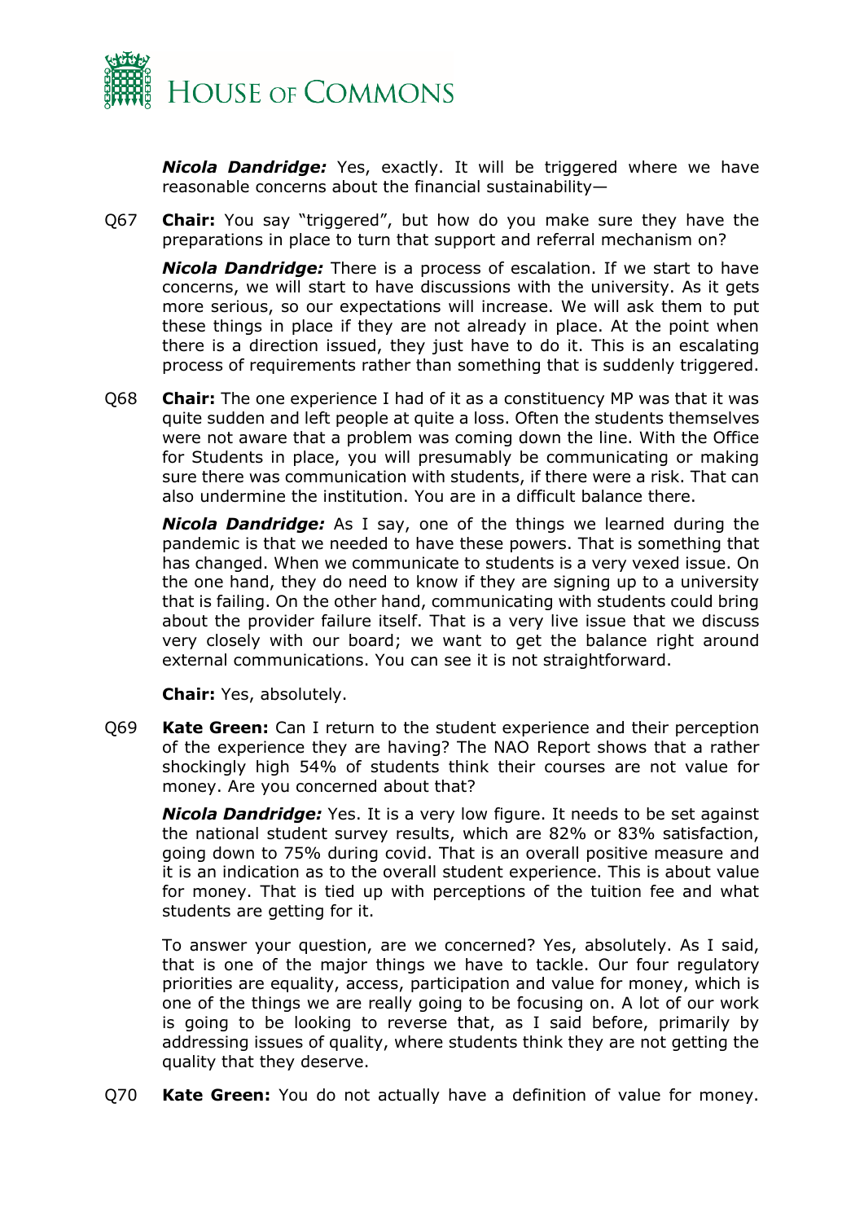***Nicola Dandridge:*** Yes, exactly. It will be triggered where we have reasonable concerns about the financial sustainability—

Q67 **Chair:** You say "triggered", but how do you make sure they have the preparations in place to turn that support and referral mechanism on?

***Nicola Dandridge:*** There is a process of escalation. If we start to have concerns, we will start to have discussions with the university. As it gets more serious, so our expectations will increase. We will ask them to put these things in place if they are not already in place. At the point when there is a direction issued, they just have to do it. This is an escalating process of requirements rather than something that is suddenly triggered.

Q68 **Chair:** The one experience I had of it as a constituency MP was that it was quite sudden and left people at quite a loss. Often the students themselves were not aware that a problem was coming down the line. With the Office for Students in place, you will presumably be communicating or making sure there was communication with students, if there were a risk. That can also undermine the institution. You are in a difficult balance there.

***Nicola Dandridge:*** As I say, one of the things we learned during the pandemic is that we needed to have these powers. That is something that has changed. When we communicate to students is a very vexed issue. On the one hand, they do need to know if they are signing up to a university that is failing. On the other hand, communicating with students could bring about the provider failure itself. That is a very live issue that we discuss very closely with our board; we want to get the balance right around external communications. You can see it is not straightforward.

**Chair:** Yes, absolutely.

Q69 **Kate Green:** Can I return to the student experience and their perception of the experience they are having? The NAO Report shows that a rather shockingly high 54% of students think their courses are not value for money. Are you concerned about that?

***Nicola Dandridge:*** Yes. It is a very low figure. It needs to be set against the national student survey results, which are 82% or 83% satisfaction, going down to 75% during covid. That is an overall positive measure and it is an indication as to the overall student experience. This is about value for money. That is tied up with perceptions of the tuition fee and what students are getting for it.

To answer your question, are we concerned? Yes, absolutely. As I said, that is one of the major things we have to tackle. Our four regulatory priorities are equality, access, participation and value for money, which is one of the things we are really going to be focusing on. A lot of our work is going to be looking to reverse that, as I said before, primarily by addressing issues of quality, where students think they are not getting the quality that they deserve.

Q70 **Kate Green:** You do not actually have a definition of value for money.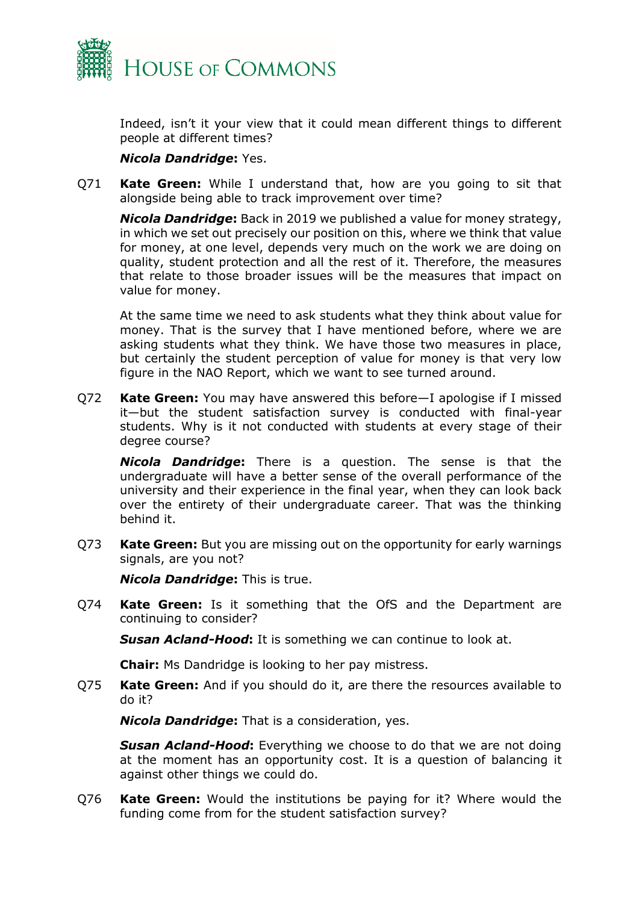Indeed, isn't it your view that it could mean different things to different people at different times?

***Nicola Dandridge*:** Yes.

Q71 **Kate Green:** While I understand that, how are you going to sit that alongside being able to track improvement over time?

***Nicola Dandridge*:** Back in 2019 we published a value for money strategy, in which we set out precisely our position on this, where we think that value for money, at one level, depends very much on the work we are doing on quality, student protection and all the rest of it. Therefore, the measures that relate to those broader issues will be the measures that impact on value for money.

At the same time we need to ask students what they think about value for money. That is the survey that I have mentioned before, where we are asking students what they think. We have those two measures in place, but certainly the student perception of value for money is that very low figure in the NAO Report, which we want to see turned around.

Q72 **Kate Green:** You may have answered this before—I apologise if I missed it—but the student satisfaction survey is conducted with final-year students. Why is it not conducted with students at every stage of their degree course?

***Nicola Dandridge*:** There is a question. The sense is that the undergraduate will have a better sense of the overall performance of the university and their experience in the final year, when they can look back over the entirety of their undergraduate career. That was the thinking behind it.

Q73 **Kate Green:** But you are missing out on the opportunity for early warnings signals, are you not?

***Nicola Dandridge*:** This is true.

Q74 **Kate Green:** Is it something that the OfS and the Department are continuing to consider?

***Susan Acland-Hood*:** It is something we can continue to look at.

**Chair:** Ms Dandridge is looking to her pay mistress.

Q75 **Kate Green:** And if you should do it, are there the resources available to do it?

***Nicola Dandridge*:** That is a consideration, yes.

***Susan Acland-Hood*:** Everything we choose to do that we are not doing at the moment has an opportunity cost. It is a question of balancing it against other things we could do.

Q76 **Kate Green:** Would the institutions be paying for it? Where would the funding come from for the student satisfaction survey?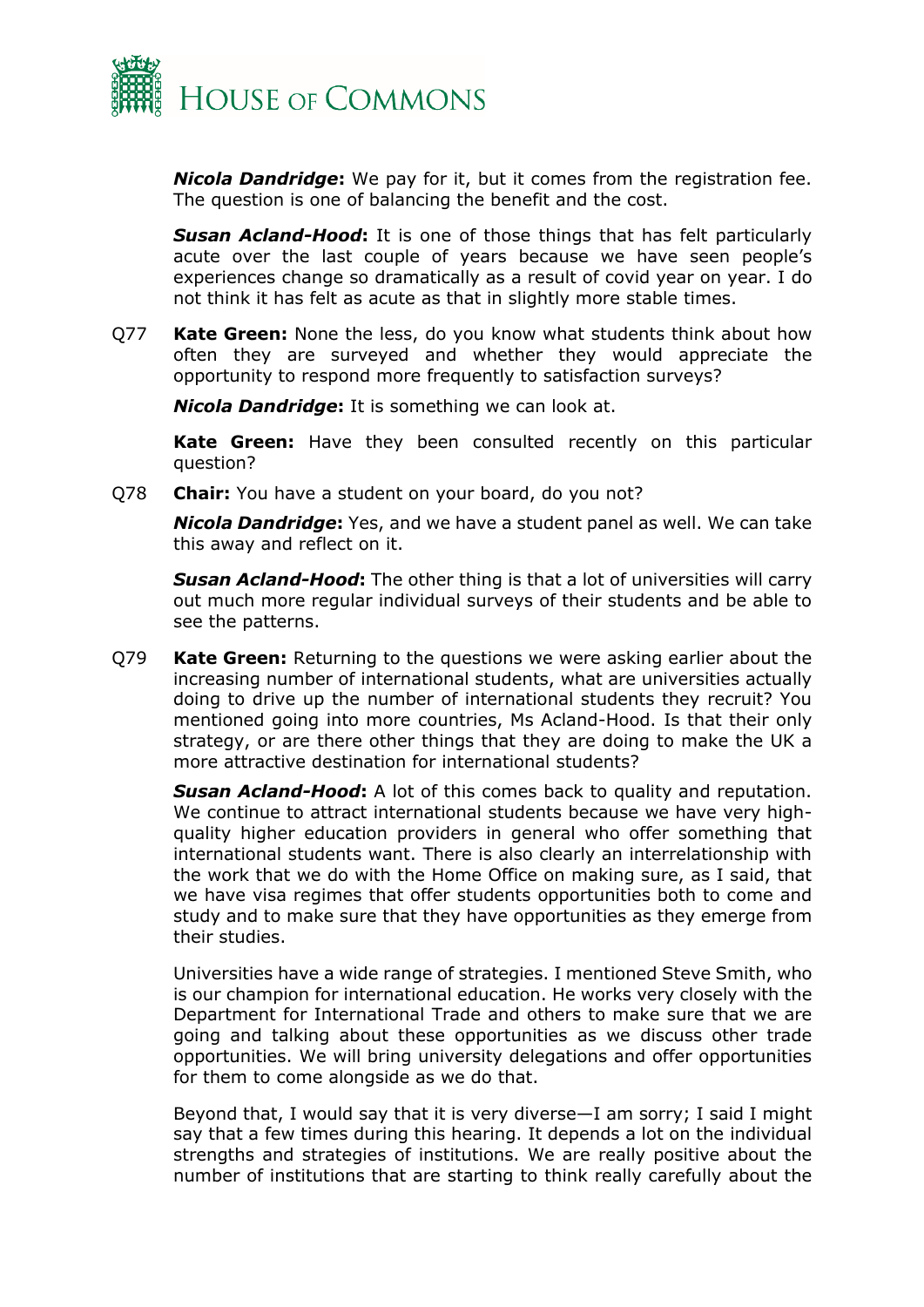***Nicola Dandridge*:** We pay for it, but it comes from the registration fee. The question is one of balancing the benefit and the cost.

***Susan Acland-Hood*:** It is one of those things that has felt particularly acute over the last couple of years because we have seen people's experiences change so dramatically as a result of covid year on year. I do not think it has felt as acute as that in slightly more stable times.

Q77 **Kate Green:** None the less, do you know what students think about how often they are surveyed and whether they would appreciate the opportunity to respond more frequently to satisfaction surveys?

***Nicola Dandridge*:** It is something we can look at.

**Kate Green:** Have they been consulted recently on this particular question?

Q78 **Chair:** You have a student on your board, do you not?

***Nicola Dandridge*:** Yes, and we have a student panel as well. We can take this away and reflect on it.

***Susan Acland-Hood*:** The other thing is that a lot of universities will carry out much more regular individual surveys of their students and be able to see the patterns.

Q79 **Kate Green:** Returning to the questions we were asking earlier about the increasing number of international students, what are universities actually doing to drive up the number of international students they recruit? You mentioned going into more countries, Ms Acland-Hood. Is that their only strategy, or are there other things that they are doing to make the UK a more attractive destination for international students?

***Susan Acland-Hood*:** A lot of this comes back to quality and reputation. We continue to attract international students because we have very high-quality higher education providers in general who offer something that international students want. There is also clearly an interrelationship with the work that we do with the Home Office on making sure, as I said, that we have visa regimes that offer students opportunities both to come and study and to make sure that they have opportunities as they emerge from their studies.

Universities have a wide range of strategies. I mentioned Steve Smith, who is our champion for international education. He works very closely with the Department for International Trade and others to make sure that we are going and talking about these opportunities as we discuss other trade opportunities. We will bring university delegations and offer opportunities for them to come alongside as we do that.

Beyond that, I would say that it is very diverse—I am sorry; I said I might say that a few times during this hearing. It depends a lot on the individual strengths and strategies of institutions. We are really positive about the number of institutions that are starting to think really carefully about the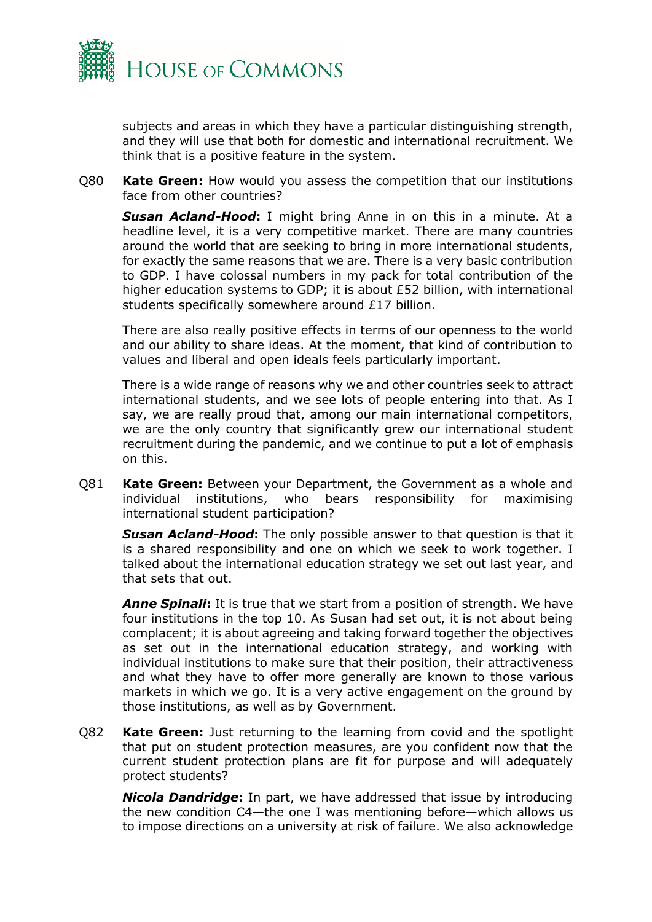subjects and areas in which they have a particular distinguishing strength, and they will use that both for domestic and international recruitment. We think that is a positive feature in the system.

Q80 **Kate Green:** How would you assess the competition that our institutions face from other countries?

***Susan Acland-Hood*:** I might bring Anne in on this in a minute. At a headline level, it is a very competitive market. There are many countries around the world that are seeking to bring in more international students, for exactly the same reasons that we are. There is a very basic contribution to GDP. I have colossal numbers in my pack for total contribution of the higher education systems to GDP; it is about £52 billion, with international students specifically somewhere around £17 billion.

There are also really positive effects in terms of our openness to the world and our ability to share ideas. At the moment, that kind of contribution to values and liberal and open ideals feels particularly important.

There is a wide range of reasons why we and other countries seek to attract international students, and we see lots of people entering into that. As I say, we are really proud that, among our main international competitors, we are the only country that significantly grew our international student recruitment during the pandemic, and we continue to put a lot of emphasis on this.

Q81 **Kate Green:** Between your Department, the Government as a whole and individual institutions, who bears responsibility for maximising international student participation?

***Susan Acland-Hood*:** The only possible answer to that question is that it is a shared responsibility and one on which we seek to work together. I talked about the international education strategy we set out last year, and that sets that out.

***Anne Spinali*:** It is true that we start from a position of strength. We have four institutions in the top 10. As Susan had set out, it is not about being complacent; it is about agreeing and taking forward together the objectives as set out in the international education strategy, and working with individual institutions to make sure that their position, their attractiveness and what they have to offer more generally are known to those various markets in which we go. It is a very active engagement on the ground by those institutions, as well as by Government.

Q82 **Kate Green:** Just returning to the learning from covid and the spotlight that put on student protection measures, are you confident now that the current student protection plans are fit for purpose and will adequately protect students?

***Nicola Dandridge*:** In part, we have addressed that issue by introducing the new condition C4—the one I was mentioning before—which allows us to impose directions on a university at risk of failure. We also acknowledge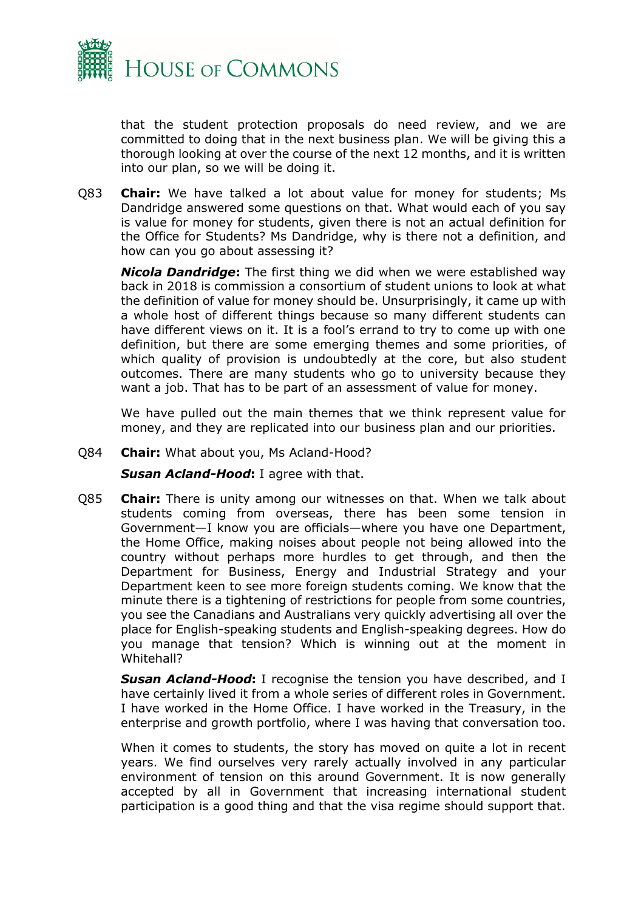that the student protection proposals do need review, and we are committed to doing that in the next business plan. We will be giving this a thorough looking at over the course of the next 12 months, and it is written into our plan, so we will be doing it.

Q83 **Chair:** We have talked a lot about value for money for students; Ms Dandridge answered some questions on that. What would each of you say is value for money for students, given there is not an actual definition for the Office for Students? Ms Dandridge, why is there not a definition, and how can you go about assessing it?

***Nicola Dandridge*:** The first thing we did when we were established way back in 2018 is commission a consortium of student unions to look at what the definition of value for money should be. Unsurprisingly, it came up with a whole host of different things because so many different students can have different views on it. It is a fool's errand to try to come up with one definition, but there are some emerging themes and some priorities, of which quality of provision is undoubtedly at the core, but also student outcomes. There are many students who go to university because they want a job. That has to be part of an assessment of value for money.

We have pulled out the main themes that we think represent value for money, and they are replicated into our business plan and our priorities.

Q84 **Chair:** What about you, Ms Acland-Hood?

***Susan Acland-Hood*:** I agree with that.

Q85 **Chair:** There is unity among our witnesses on that. When we talk about students coming from overseas, there has been some tension in Government—I know you are officials—where you have one Department, the Home Office, making noises about people not being allowed into the country without perhaps more hurdles to get through, and then the Department for Business, Energy and Industrial Strategy and your Department keen to see more foreign students coming. We know that the minute there is a tightening of restrictions for people from some countries, you see the Canadians and Australians very quickly advertising all over the place for English-speaking students and English-speaking degrees. How do you manage that tension? Which is winning out at the moment in Whitehall?

***Susan Acland-Hood*:** I recognise the tension you have described, and I have certainly lived it from a whole series of different roles in Government. I have worked in the Home Office. I have worked in the Treasury, in the enterprise and growth portfolio, where I was having that conversation too.

When it comes to students, the story has moved on quite a lot in recent years. We find ourselves very rarely actually involved in any particular environment of tension on this around Government. It is now generally accepted by all in Government that increasing international student participation is a good thing and that the visa regime should support that.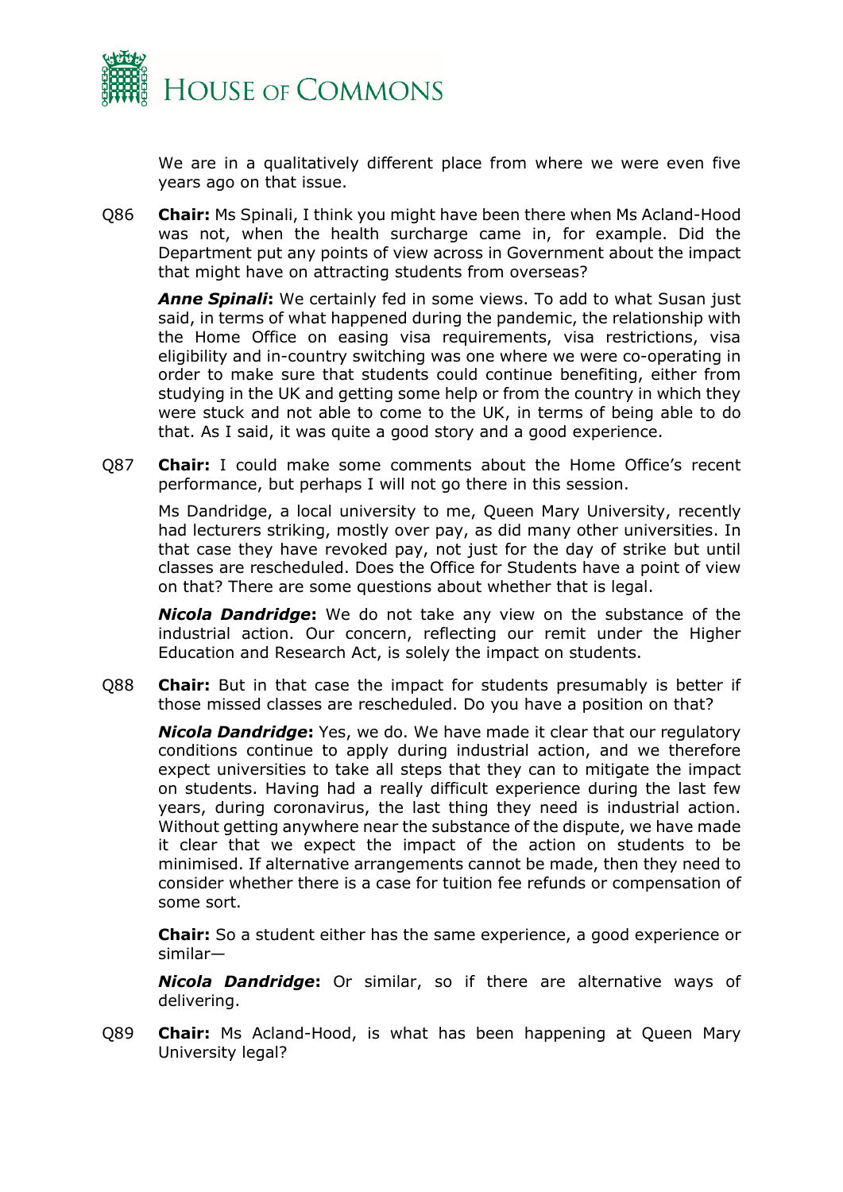We are in a qualitatively different place from where we were even five years ago on that issue.

Q86 **Chair:** Ms Spinali, I think you might have been there when Ms Acland-Hood was not, when the health surcharge came in, for example. Did the Department put any points of view across in Government about the impact that might have on attracting students from overseas?

***Anne Spinali*:** We certainly fed in some views. To add to what Susan just said, in terms of what happened during the pandemic, the relationship with the Home Office on easing visa requirements, visa restrictions, visa eligibility and in-country switching was one where we were co-operating in order to make sure that students could continue benefiting, either from studying in the UK and getting some help or from the country in which they were stuck and not able to come to the UK, in terms of being able to do that. As I said, it was quite a good story and a good experience.

Q87 **Chair:** I could make some comments about the Home Office's recent performance, but perhaps I will not go there in this session.

Ms Dandridge, a local university to me, Queen Mary University, recently had lecturers striking, mostly over pay, as did many other universities. In that case they have revoked pay, not just for the day of strike but until classes are rescheduled. Does the Office for Students have a point of view on that? There are some questions about whether that is legal.

***Nicola Dandridge*:** We do not take any view on the substance of the industrial action. Our concern, reflecting our remit under the Higher Education and Research Act, is solely the impact on students.

Q88 **Chair:** But in that case the impact for students presumably is better if those missed classes are rescheduled. Do you have a position on that?

***Nicola Dandridge*:** Yes, we do. We have made it clear that our regulatory conditions continue to apply during industrial action, and we therefore expect universities to take all steps that they can to mitigate the impact on students. Having had a really difficult experience during the last few years, during coronavirus, the last thing they need is industrial action. Without getting anywhere near the substance of the dispute, we have made it clear that we expect the impact of the action on students to be minimised. If alternative arrangements cannot be made, then they need to consider whether there is a case for tuition fee refunds or compensation of some sort.

**Chair:** So a student either has the same experience, a good experience or similar—

***Nicola Dandridge*:** Or similar, so if there are alternative ways of delivering.

Q89 **Chair:** Ms Acland-Hood, is what has been happening at Queen Mary University legal?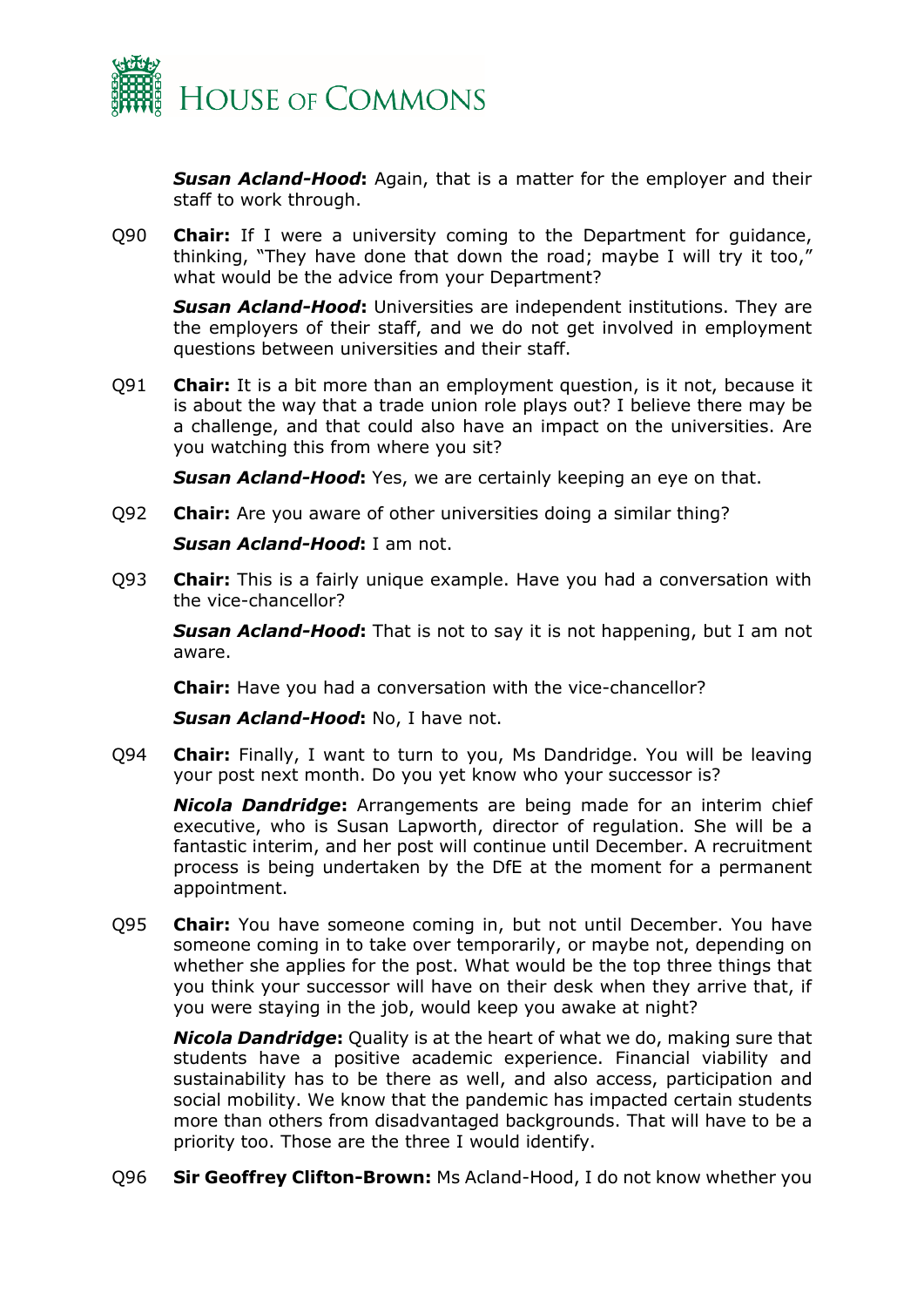***Susan Acland-Hood*****:** Again, that is a matter for the employer and their staff to work through.

Q90 **Chair:** If I were a university coming to the Department for guidance, thinking, "They have done that down the road; maybe I will try it too," what would be the advice from your Department?

***Susan Acland-Hood*****:** Universities are independent institutions. They are the employers of their staff, and we do not get involved in employment questions between universities and their staff.

Q91 **Chair:** It is a bit more than an employment question, is it not, because it is about the way that a trade union role plays out? I believe there may be a challenge, and that could also have an impact on the universities. Are you watching this from where you sit?

***Susan Acland-Hood*****:** Yes, we are certainly keeping an eye on that.

Q92 **Chair:** Are you aware of other universities doing a similar thing?

***Susan Acland-Hood*****:** I am not.

Q93 **Chair:** This is a fairly unique example. Have you had a conversation with the vice-chancellor?

***Susan Acland-Hood*****:** That is not to say it is not happening, but I am not aware.

**Chair:** Have you had a conversation with the vice-chancellor?

***Susan Acland-Hood*****:** No, I have not.

Q94 **Chair:** Finally, I want to turn to you, Ms Dandridge. You will be leaving your post next month. Do you yet know who your successor is?

***Nicola Dandridge*****:** Arrangements are being made for an interim chief executive, who is Susan Lapworth, director of regulation. She will be a fantastic interim, and her post will continue until December. A recruitment process is being undertaken by the DfE at the moment for a permanent appointment.

Q95 **Chair:** You have someone coming in, but not until December. You have someone coming in to take over temporarily, or maybe not, depending on whether she applies for the post. What would be the top three things that you think your successor will have on their desk when they arrive that, if you were staying in the job, would keep you awake at night?

***Nicola Dandridge*****:** Quality is at the heart of what we do, making sure that students have a positive academic experience. Financial viability and sustainability has to be there as well, and also access, participation and social mobility. We know that the pandemic has impacted certain students more than others from disadvantaged backgrounds. That will have to be a priority too. Those are the three I would identify.

Q96 **Sir Geoffrey Clifton-Brown:** Ms Acland-Hood, I do not know whether you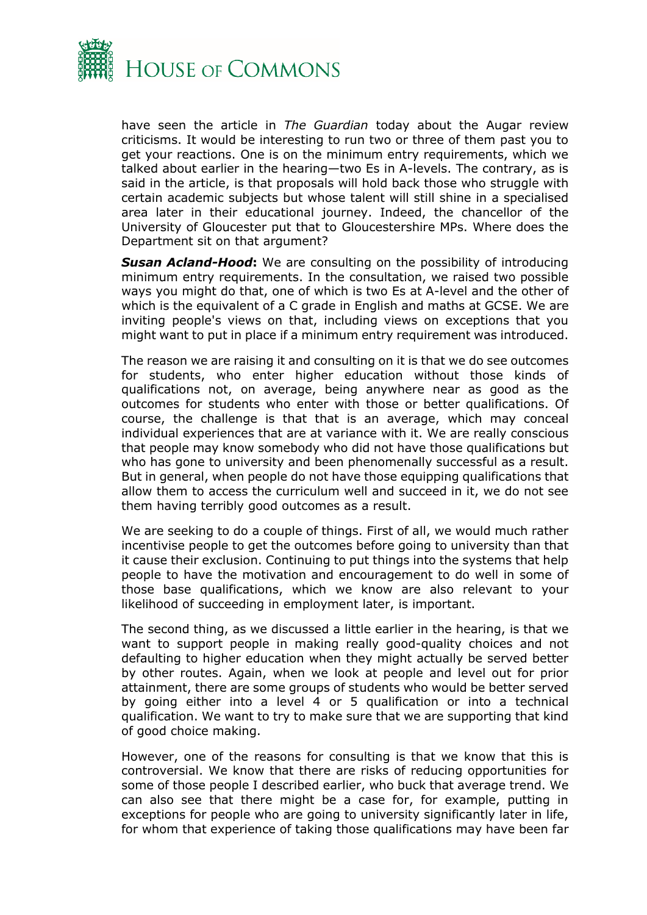have seen the article in *The Guardian* today about the Augar review criticisms. It would be interesting to run two or three of them past you to get your reactions. One is on the minimum entry requirements, which we talked about earlier in the hearing—two Es in A-levels. The contrary, as is said in the article, is that proposals will hold back those who struggle with certain academic subjects but whose talent will still shine in a specialised area later in their educational journey. Indeed, the chancellor of the University of Gloucester put that to Gloucestershire MPs. Where does the Department sit on that argument?

***Susan Acland-Hood*:** We are consulting on the possibility of introducing minimum entry requirements. In the consultation, we raised two possible ways you might do that, one of which is two Es at A-level and the other of which is the equivalent of a C grade in English and maths at GCSE. We are inviting people's views on that, including views on exceptions that you might want to put in place if a minimum entry requirement was introduced.

The reason we are raising it and consulting on it is that we do see outcomes for students, who enter higher education without those kinds of qualifications not, on average, being anywhere near as good as the outcomes for students who enter with those or better qualifications. Of course, the challenge is that that is an average, which may conceal individual experiences that are at variance with it. We are really conscious that people may know somebody who did not have those qualifications but who has gone to university and been phenomenally successful as a result. But in general, when people do not have those equipping qualifications that allow them to access the curriculum well and succeed in it, we do not see them having terribly good outcomes as a result.

We are seeking to do a couple of things. First of all, we would much rather incentivise people to get the outcomes before going to university than that it cause their exclusion. Continuing to put things into the systems that help people to have the motivation and encouragement to do well in some of those base qualifications, which we know are also relevant to your likelihood of succeeding in employment later, is important.

The second thing, as we discussed a little earlier in the hearing, is that we want to support people in making really good-quality choices and not defaulting to higher education when they might actually be served better by other routes. Again, when we look at people and level out for prior attainment, there are some groups of students who would be better served by going either into a level 4 or 5 qualification or into a technical qualification. We want to try to make sure that we are supporting that kind of good choice making.

However, one of the reasons for consulting is that we know that this is controversial. We know that there are risks of reducing opportunities for some of those people I described earlier, who buck that average trend. We can also see that there might be a case for, for example, putting in exceptions for people who are going to university significantly later in life, for whom that experience of taking those qualifications may have been far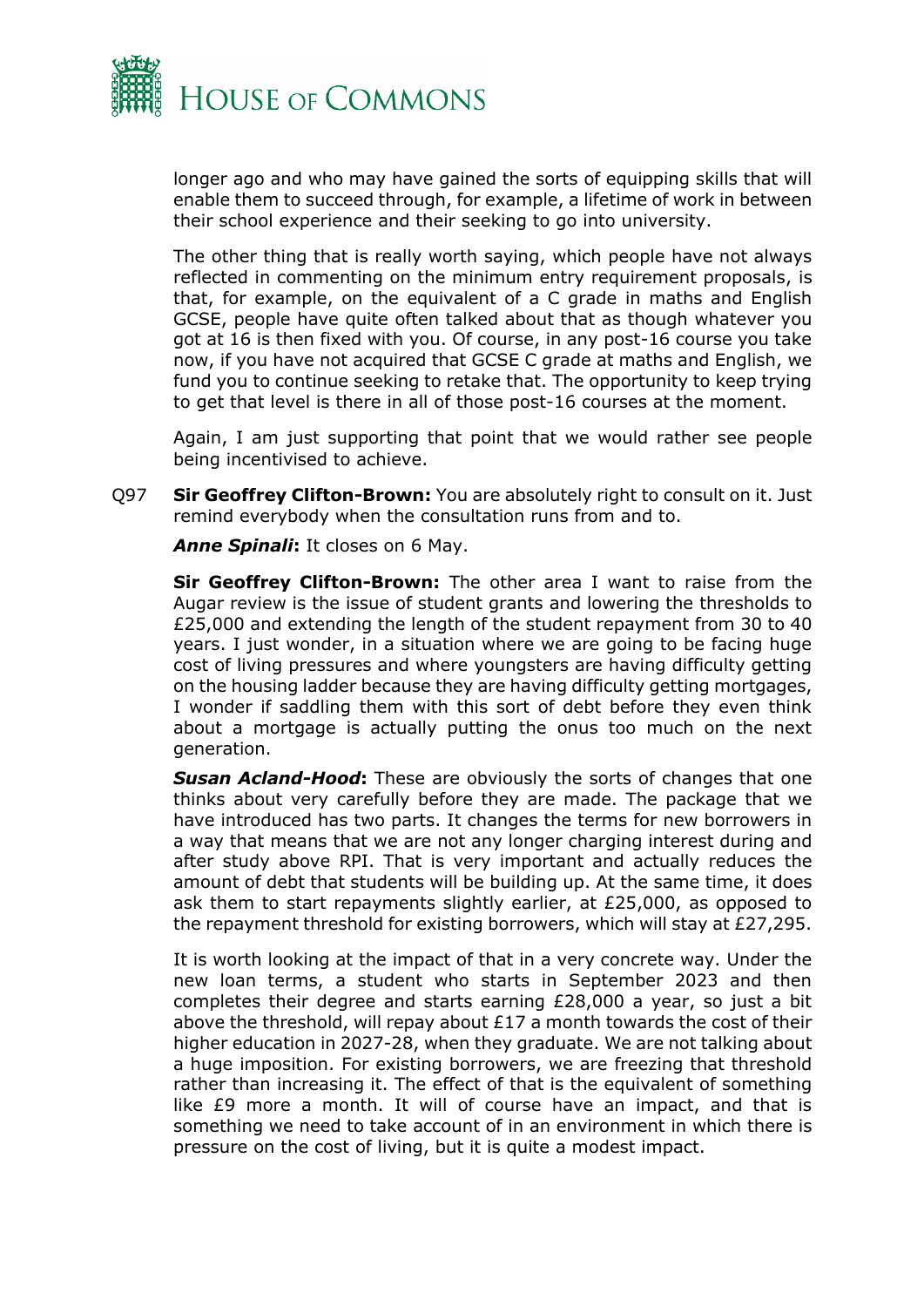longer ago and who may have gained the sorts of equipping skills that will enable them to succeed through, for example, a lifetime of work in between their school experience and their seeking to go into university.

The other thing that is really worth saying, which people have not always reflected in commenting on the minimum entry requirement proposals, is that, for example, on the equivalent of a C grade in maths and English GCSE, people have quite often talked about that as though whatever you got at 16 is then fixed with you. Of course, in any post-16 course you take now, if you have not acquired that GCSE C grade at maths and English, we fund you to continue seeking to retake that. The opportunity to keep trying to get that level is there in all of those post-16 courses at the moment.

Again, I am just supporting that point that we would rather see people being incentivised to achieve.

Q97 **Sir Geoffrey Clifton-Brown:** You are absolutely right to consult on it. Just remind everybody when the consultation runs from and to.

***Anne Spinali*:** It closes on 6 May.

**Sir Geoffrey Clifton-Brown:** The other area I want to raise from the Augar review is the issue of student grants and lowering the thresholds to £25,000 and extending the length of the student repayment from 30 to 40 years. I just wonder, in a situation where we are going to be facing huge cost of living pressures and where youngsters are having difficulty getting on the housing ladder because they are having difficulty getting mortgages, I wonder if saddling them with this sort of debt before they even think about a mortgage is actually putting the onus too much on the next generation.

***Susan Acland-Hood*:** These are obviously the sorts of changes that one thinks about very carefully before they are made. The package that we have introduced has two parts. It changes the terms for new borrowers in a way that means that we are not any longer charging interest during and after study above RPI. That is very important and actually reduces the amount of debt that students will be building up. At the same time, it does ask them to start repayments slightly earlier, at £25,000, as opposed to the repayment threshold for existing borrowers, which will stay at £27,295.

It is worth looking at the impact of that in a very concrete way. Under the new loan terms, a student who starts in September 2023 and then completes their degree and starts earning £28,000 a year, so just a bit above the threshold, will repay about £17 a month towards the cost of their higher education in 2027-28, when they graduate. We are not talking about a huge imposition. For existing borrowers, we are freezing that threshold rather than increasing it. The effect of that is the equivalent of something like £9 more a month. It will of course have an impact, and that is something we need to take account of in an environment in which there is pressure on the cost of living, but it is quite a modest impact.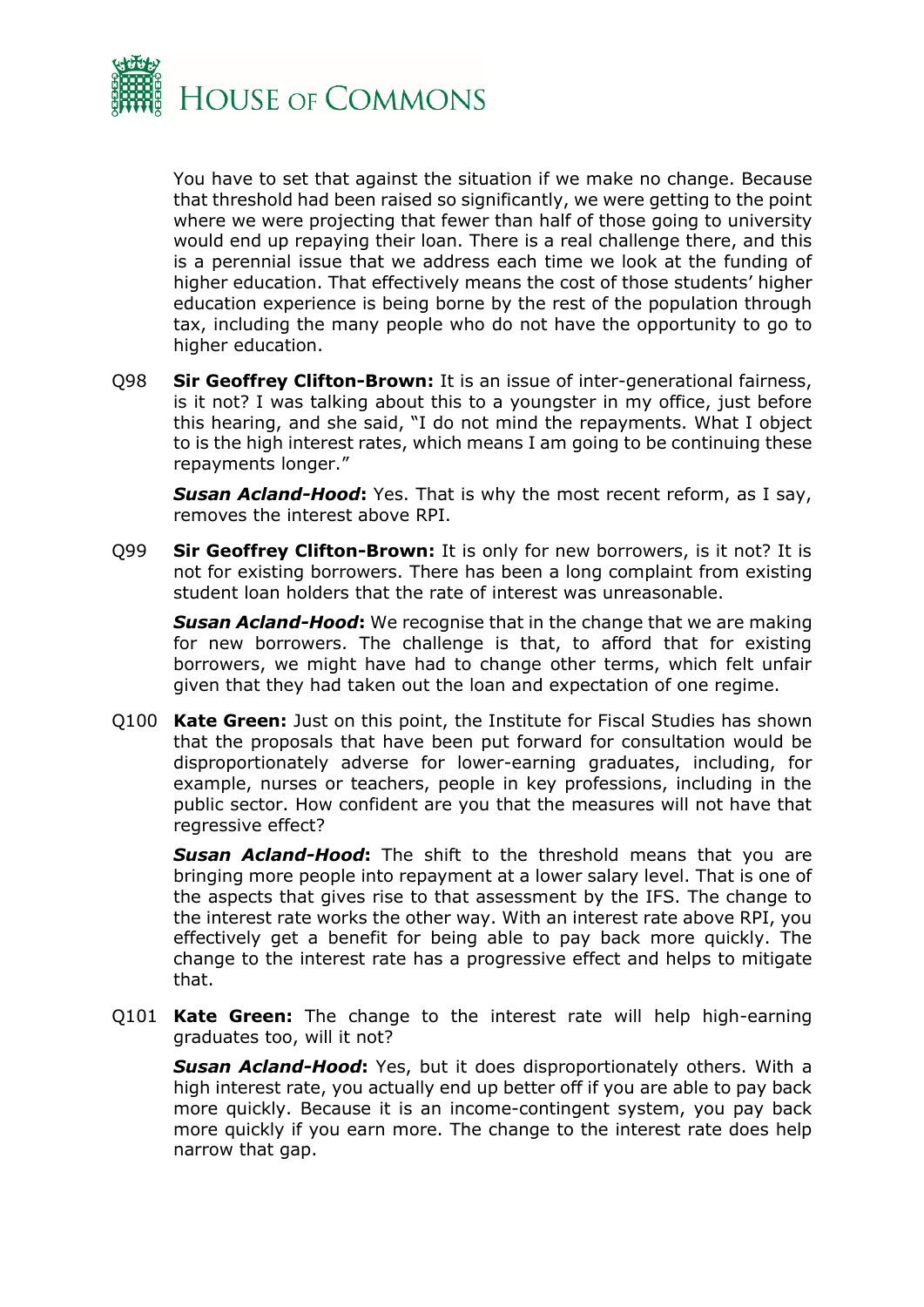You have to set that against the situation if we make no change. Because that threshold had been raised so significantly, we were getting to the point where we were projecting that fewer than half of those going to university would end up repaying their loan. There is a real challenge there, and this is a perennial issue that we address each time we look at the funding of higher education. That effectively means the cost of those students' higher education experience is being borne by the rest of the population through tax, including the many people who do not have the opportunity to go to higher education.

Q98 **Sir Geoffrey Clifton-Brown:** It is an issue of inter-generational fairness, is it not? I was talking about this to a youngster in my office, just before this hearing, and she said, "I do not mind the repayments. What I object to is the high interest rates, which means I am going to be continuing these repayments longer."

***Susan Acland-Hood*:** Yes. That is why the most recent reform, as I say, removes the interest above RPI.

Q99 **Sir Geoffrey Clifton-Brown:** It is only for new borrowers, is it not? It is not for existing borrowers. There has been a long complaint from existing student loan holders that the rate of interest was unreasonable.

***Susan Acland-Hood*:** We recognise that in the change that we are making for new borrowers. The challenge is that, to afford that for existing borrowers, we might have had to change other terms, which felt unfair given that they had taken out the loan and expectation of one regime.

Q100 **Kate Green:** Just on this point, the Institute for Fiscal Studies has shown that the proposals that have been put forward for consultation would be disproportionately adverse for lower-earning graduates, including, for example, nurses or teachers, people in key professions, including in the public sector. How confident are you that the measures will not have that regressive effect?

***Susan Acland-Hood*:** The shift to the threshold means that you are bringing more people into repayment at a lower salary level. That is one of the aspects that gives rise to that assessment by the IFS. The change to the interest rate works the other way. With an interest rate above RPI, you effectively get a benefit for being able to pay back more quickly. The change to the interest rate has a progressive effect and helps to mitigate that.

Q101 **Kate Green:** The change to the interest rate will help high-earning graduates too, will it not?

***Susan Acland-Hood*:** Yes, but it does disproportionately others. With a high interest rate, you actually end up better off if you are able to pay back more quickly. Because it is an income-contingent system, you pay back more quickly if you earn more. The change to the interest rate does help narrow that gap.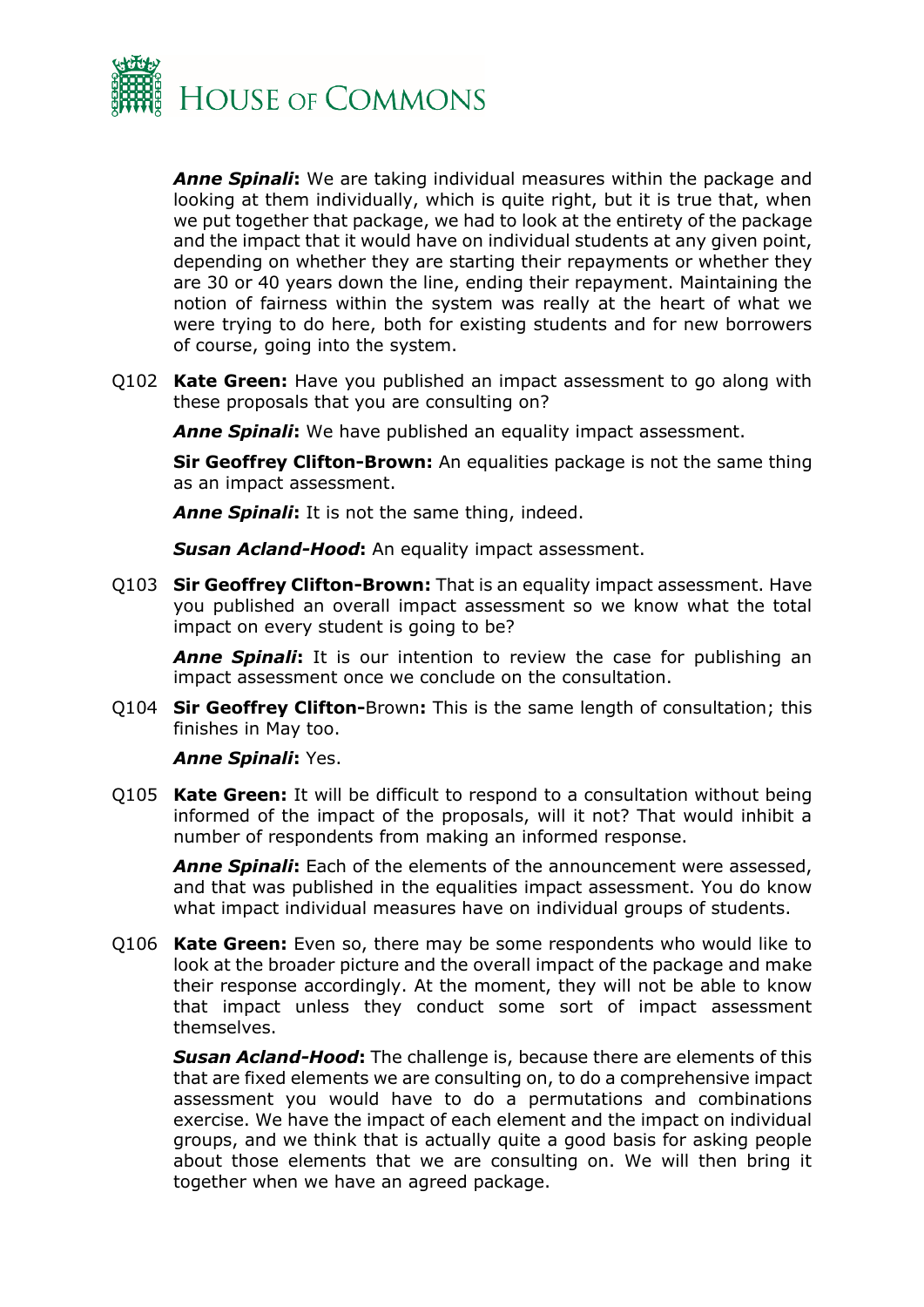***Anne Spinali*:** We are taking individual measures within the package and looking at them individually, which is quite right, but it is true that, when we put together that package, we had to look at the entirety of the package and the impact that it would have on individual students at any given point, depending on whether they are starting their repayments or whether they are 30 or 40 years down the line, ending their repayment. Maintaining the notion of fairness within the system was really at the heart of what we were trying to do here, both for existing students and for new borrowers of course, going into the system.

Q102 **Kate Green:** Have you published an impact assessment to go along with these proposals that you are consulting on?

***Anne Spinali*:** We have published an equality impact assessment.

**Sir Geoffrey Clifton-Brown:** An equalities package is not the same thing as an impact assessment.

***Anne Spinali*:** It is not the same thing, indeed.

***Susan Acland-Hood*:** An equality impact assessment.

Q103 **Sir Geoffrey Clifton-Brown:** That is an equality impact assessment. Have you published an overall impact assessment so we know what the total impact on every student is going to be?

***Anne Spinali*:** It is our intention to review the case for publishing an impact assessment once we conclude on the consultation.

Q104 **Sir Geoffrey Clifton-**Brown**:** This is the same length of consultation; this finishes in May too.

***Anne Spinali*:** Yes.

Q105 **Kate Green:** It will be difficult to respond to a consultation without being informed of the impact of the proposals, will it not? That would inhibit a number of respondents from making an informed response.

***Anne Spinali*:** Each of the elements of the announcement were assessed, and that was published in the equalities impact assessment. You do know what impact individual measures have on individual groups of students.

Q106 **Kate Green:** Even so, there may be some respondents who would like to look at the broader picture and the overall impact of the package and make their response accordingly. At the moment, they will not be able to know that impact unless they conduct some sort of impact assessment themselves.

***Susan Acland-Hood*:** The challenge is, because there are elements of this that are fixed elements we are consulting on, to do a comprehensive impact assessment you would have to do a permutations and combinations exercise. We have the impact of each element and the impact on individual groups, and we think that is actually quite a good basis for asking people about those elements that we are consulting on. We will then bring it together when we have an agreed package.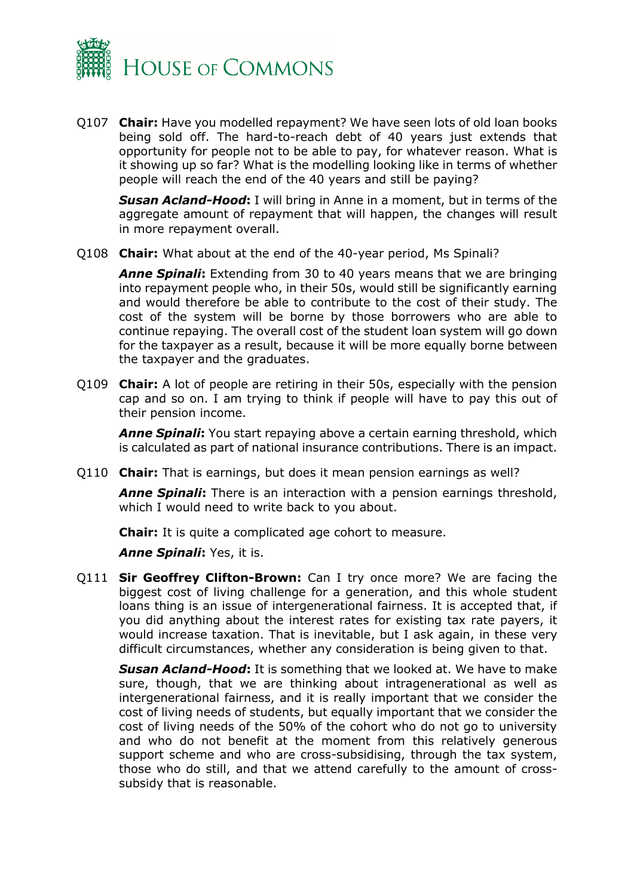Q107 **Chair:** Have you modelled repayment? We have seen lots of old loan books being sold off. The hard-to-reach debt of 40 years just extends that opportunity for people not to be able to pay, for whatever reason. What is it showing up so far? What is the modelling looking like in terms of whether people will reach the end of the 40 years and still be paying?

***Susan Acland-Hood*:** I will bring in Anne in a moment, but in terms of the aggregate amount of repayment that will happen, the changes will result in more repayment overall.

Q108 **Chair:** What about at the end of the 40-year period, Ms Spinali?

***Anne Spinali*:** Extending from 30 to 40 years means that we are bringing into repayment people who, in their 50s, would still be significantly earning and would therefore be able to contribute to the cost of their study. The cost of the system will be borne by those borrowers who are able to continue repaying. The overall cost of the student loan system will go down for the taxpayer as a result, because it will be more equally borne between the taxpayer and the graduates.

Q109 **Chair:** A lot of people are retiring in their 50s, especially with the pension cap and so on. I am trying to think if people will have to pay this out of their pension income.

***Anne Spinali*:** You start repaying above a certain earning threshold, which is calculated as part of national insurance contributions. There is an impact.

Q110 **Chair:** That is earnings, but does it mean pension earnings as well?

***Anne Spinali*:** There is an interaction with a pension earnings threshold, which I would need to write back to you about.

**Chair:** It is quite a complicated age cohort to measure.

***Anne Spinali*:** Yes, it is.

Q111 **Sir Geoffrey Clifton-Brown:** Can I try once more? We are facing the biggest cost of living challenge for a generation, and this whole student loans thing is an issue of intergenerational fairness. It is accepted that, if you did anything about the interest rates for existing tax rate payers, it would increase taxation. That is inevitable, but I ask again, in these very difficult circumstances, whether any consideration is being given to that.

***Susan Acland-Hood*:** It is something that we looked at. We have to make sure, though, that we are thinking about intragenerational as well as intergenerational fairness, and it is really important that we consider the cost of living needs of students, but equally important that we consider the cost of living needs of the 50% of the cohort who do not go to university and who do not benefit at the moment from this relatively generous support scheme and who are cross-subsidising, through the tax system, those who do still, and that we attend carefully to the amount of cross-subsidy that is reasonable.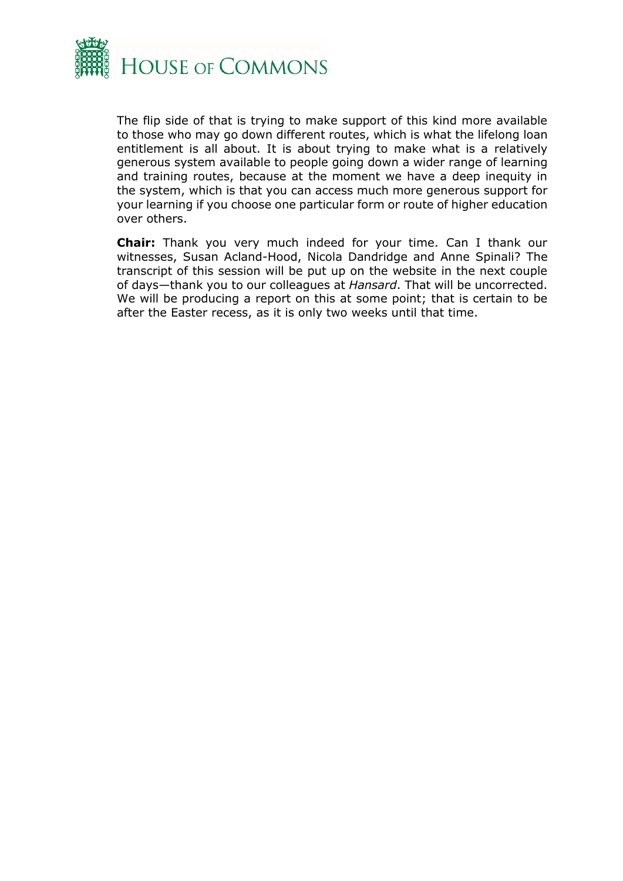The flip side of that is trying to make support of this kind more available to those who may go down different routes, which is what the lifelong loan entitlement is all about. It is about trying to make what is a relatively generous system available to people going down a wider range of learning and training routes, because at the moment we have a deep inequity in the system, which is that you can access much more generous support for your learning if you choose one particular form or route of higher education over others.

**Chair:** Thank you very much indeed for your time. Can I thank our witnesses, Susan Acland-Hood, Nicola Dandridge and Anne Spinali? The transcript of this session will be put up on the website in the next couple of days—thank you to our colleagues at *Hansard*. That will be uncorrected. We will be producing a report on this at some point; that is certain to be after the Easter recess, as it is only two weeks until that time.